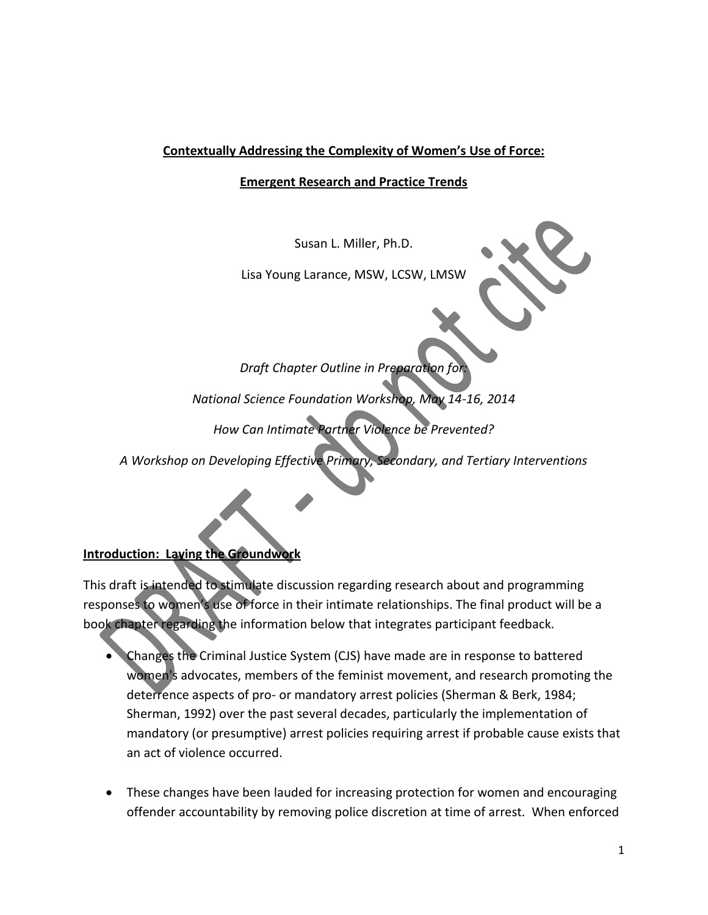**Contextually Addressing the Complexity of Women's Use of Force:**

**Emergent Research and Practice Trends**

Susan L. Miller, Ph.D.

Lisa Young Larance, MSW, LCSW, LMSW

*Draft Chapter Outline in Preparation for:*

*National Science Foundation Workshop, May 14-16, 2014*

*How Can Intimate Partner Violence be Prevented?*

*A Workshop on Developing Effective Primary, Secondary, and Tertiary Interventions*

## Introduction: Laying the Groundwork

This draft is intended to stimulate discussion regarding research about and programming responses to women's use of force in their intimate relationships. The final product will be a book chapter regarding the information below that integrates participant feedback.

- Changes the Criminal Justice System (CJS) have made are in response to battered women's advocates, members of the feminist movement, and research promoting the deterrence aspects of pro- or mandatory arrest policies (Sherman & Berk, 1984; Sherman, 1992) over the past several decades, particularly the implementation of mandatory (or presumptive) arrest policies requiring arrest if probable cause exists that an act of violence occurred.

- These changes have been lauded for increasing protection for women and encouraging offender accountability by removing police discretion at time of arrest. When enforced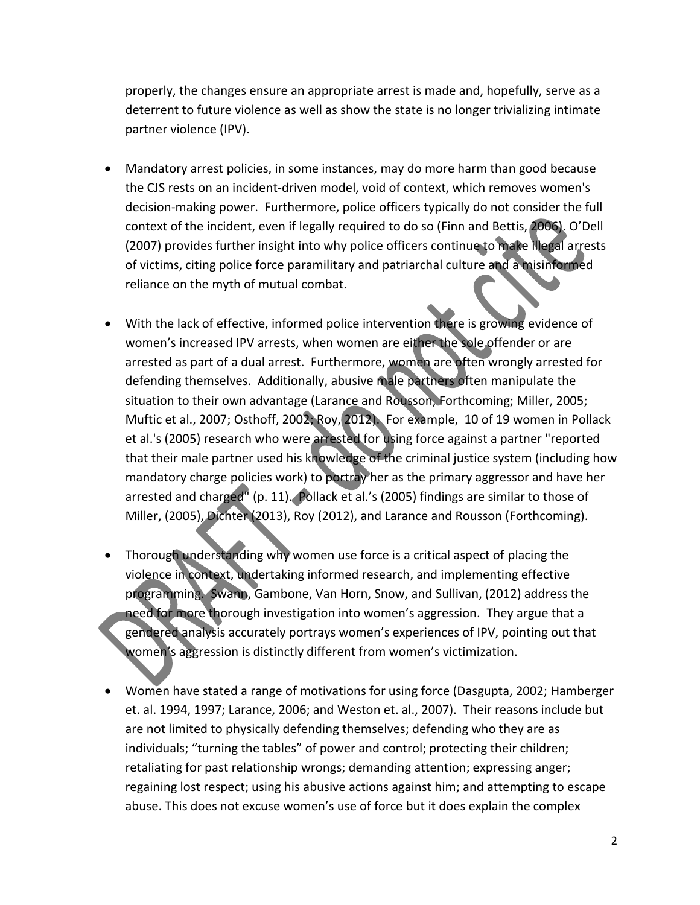properly, the changes ensure an appropriate arrest is made and, hopefully, serve as a deterrent to future violence as well as show the state is no longer trivializing intimate partner violence (IPV).

- Mandatory arrest policies, in some instances, may do more harm than good because the CJS rests on an incident-driven model, void of context, which removes women's decision-making power. Furthermore, police officers typically do not consider the full context of the incident, even if legally required to do so (Finn and Bettis, 2006). O'Dell (2007) provides further insight into why police officers continue to make illegal arrests of victims, citing police force paramilitary and patriarchal culture and a misinformed reliance on the myth of mutual combat.

- With the lack of effective, informed police intervention there is growing evidence of women's increased IPV arrests, when women are either the sole offender or are arrested as part of a dual arrest. Furthermore, women are often wrongly arrested for defending themselves. Additionally, abusive male partners often manipulate the situation to their own advantage (Larance and Rousson, Forthcoming; Miller, 2005; Muftic et al., 2007; Osthoff, 2002; Roy, 2012). For example, 10 of 19 women in Pollack et al.'s (2005) research who were arrested for using force against a partner "reported that their male partner used his knowledge of the criminal justice system (including how mandatory charge policies work) to portray her as the primary aggressor and have her arrested and charged" (p. 11). Pollack et al.'s (2005) findings are similar to those of Miller, (2005), Dichter (2013), Roy (2012), and Larance and Rousson (Forthcoming).

- Thorough understanding why women use force is a critical aspect of placing the violence in context, undertaking informed research, and implementing effective programming. Swann, Gambone, Van Horn, Snow, and Sullivan, (2012) address the need for more thorough investigation into women's aggression. They argue that a gendered analysis accurately portrays women's experiences of IPV, pointing out that women's aggression is distinctly different from women's victimization.

- Women have stated a range of motivations for using force (Dasgupta, 2002; Hamberger et. al. 1994, 1997; Larance, 2006; and Weston et. al., 2007). Their reasons include but are not limited to physically defending themselves; defending who they are as individuals; "turning the tables" of power and control; protecting their children; retaliating for past relationship wrongs; demanding attention; expressing anger; regaining lost respect; using his abusive actions against him; and attempting to escape abuse. This does not excuse women's use of force but it does explain the complex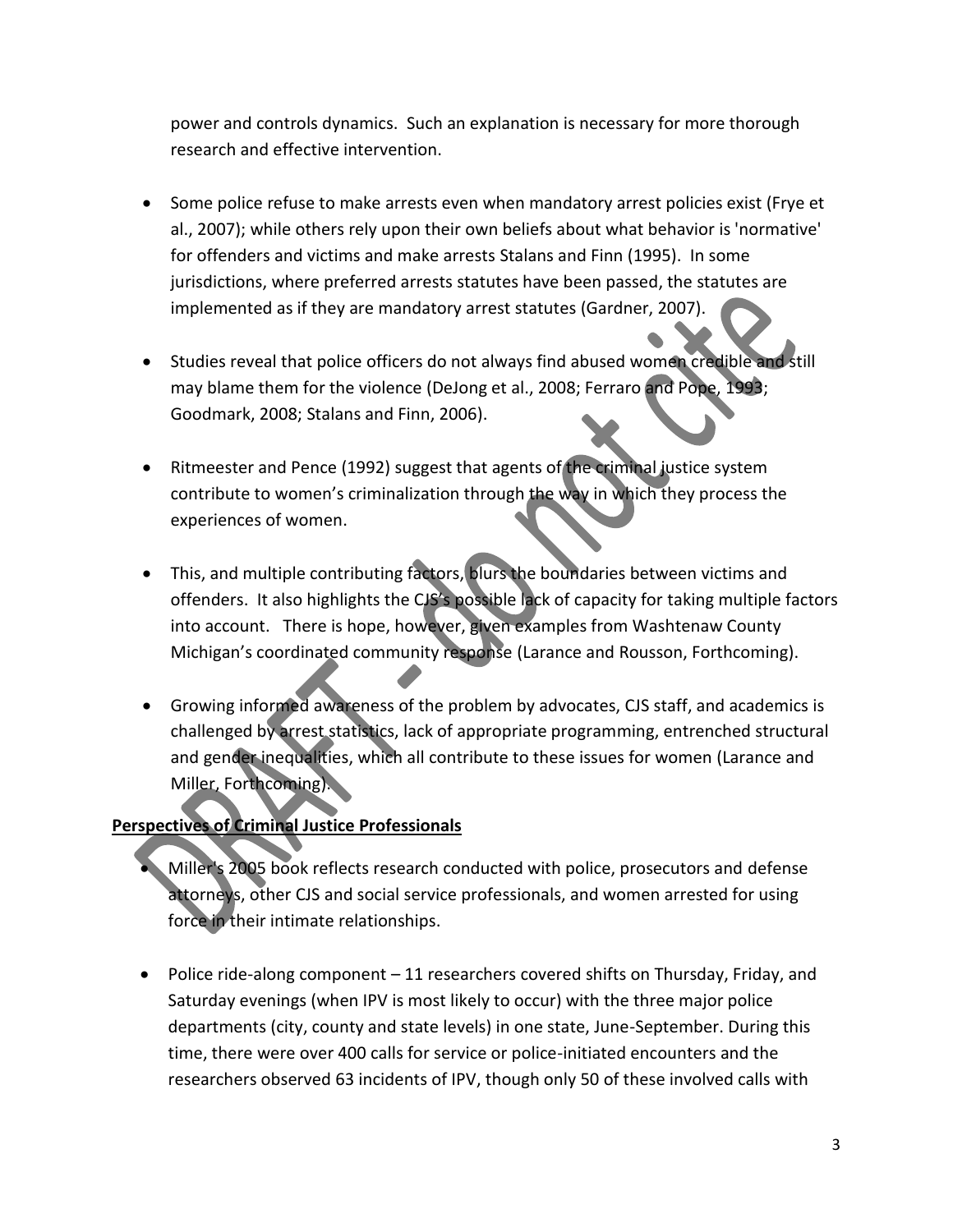power and controls dynamics. Such an explanation is necessary for more thorough research and effective intervention.

- Some police refuse to make arrests even when mandatory arrest policies exist (Frye et al., 2007); while others rely upon their own beliefs about what behavior is 'normative' for offenders and victims and make arrests Stalans and Finn (1995). In some jurisdictions, where preferred arrests statutes have been passed, the statutes are implemented as if they are mandatory arrest statutes (Gardner, 2007).

- Studies reveal that police officers do not always find abused women credible and still may blame them for the violence (DeJong et al., 2008; Ferraro and Pope, 1993; Goodmark, 2008; Stalans and Finn, 2006).

- Ritmeester and Pence (1992) suggest that agents of the criminal justice system contribute to women's criminalization through the way in which they process the experiences of women.

- This, and multiple contributing factors, blurs the boundaries between victims and offenders. It also highlights the CJS's possible lack of capacity for taking multiple factors into account. There is hope, however, given examples from Washtenaw County Michigan's coordinated community response (Larance and Rousson, Forthcoming).

- Growing informed awareness of the problem by advocates, CJS staff, and academics is challenged by arrest statistics, lack of appropriate programming, entrenched structural and gender inequalities, which all contribute to these issues for women (Larance and Miller, Forthcoming).

**Perspectives of Criminal Justice Professionals**

- Miller's 2005 book reflects research conducted with police, prosecutors and defense attorneys, other CJS and social service professionals, and women arrested for using force in their intimate relationships.

- Police ride-along component – 11 researchers covered shifts on Thursday, Friday, and Saturday evenings (when IPV is most likely to occur) with the three major police departments (city, county and state levels) in one state, June-September. During this time, there were over 400 calls for service or police-initiated encounters and the researchers observed 63 incidents of IPV, though only 50 of these involved calls with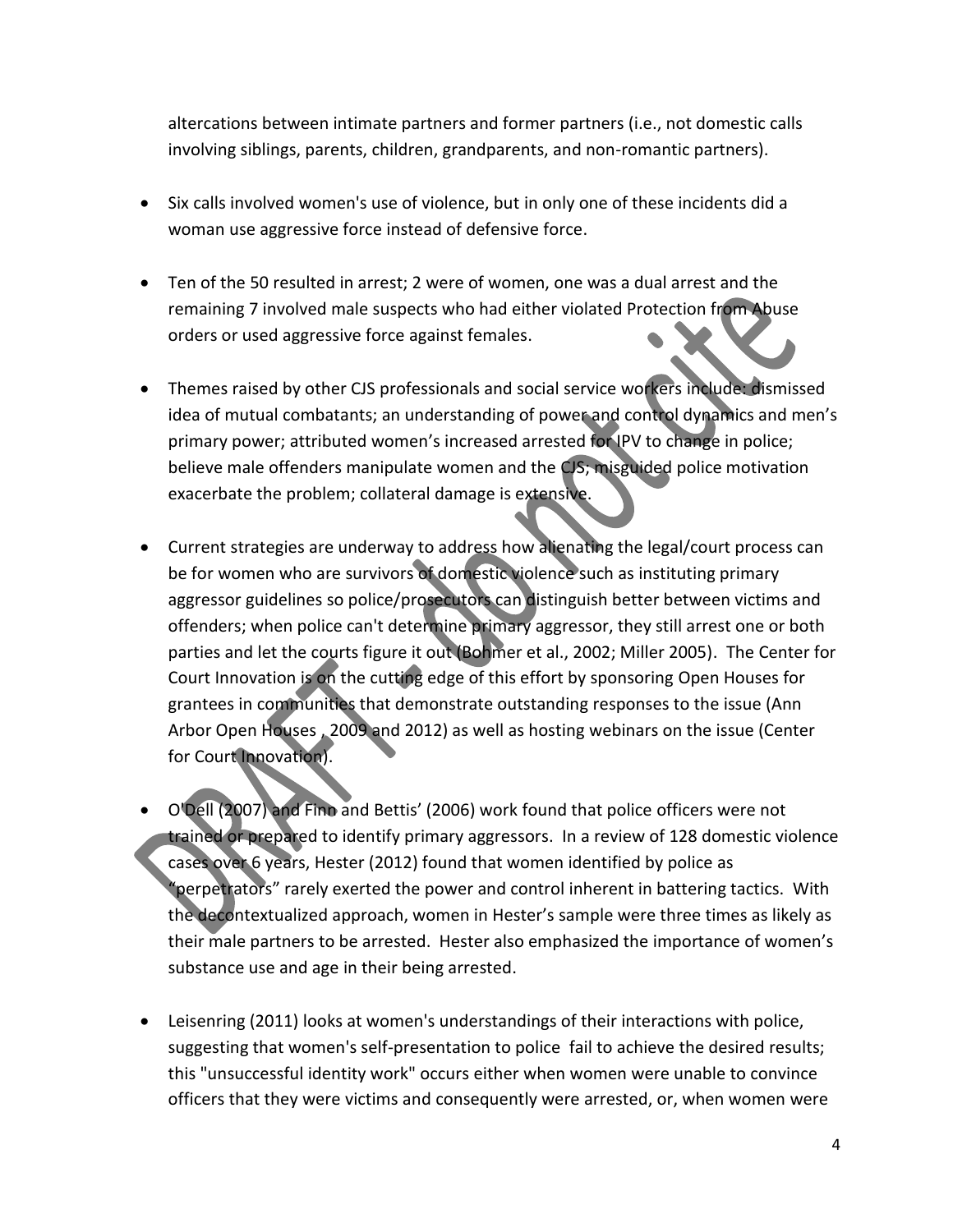altercations between intimate partners and former partners (i.e., not domestic calls involving siblings, parents, children, grandparents, and non-romantic partners).

- Six calls involved women's use of violence, but in only one of these incidents did a woman use aggressive force instead of defensive force.

- Ten of the 50 resulted in arrest; 2 were of women, one was a dual arrest and the remaining 7 involved male suspects who had either violated Protection from Abuse orders or used aggressive force against females.

- Themes raised by other CJS professionals and social service workers include: dismissed idea of mutual combatants; an understanding of power and control dynamics and men's primary power; attributed women's increased arrested for IPV to change in police; believe male offenders manipulate women and the CJS; misguided police motivation exacerbate the problem; collateral damage is extensive.

- Current strategies are underway to address how alienating the legal/court process can be for women who are survivors of domestic violence such as instituting primary aggressor guidelines so police/prosecutors can distinguish better between victims and offenders; when police can't determine primary aggressor, they still arrest one or both parties and let the courts figure it out (Bohmer et al., 2002; Miller 2005). The Center for Court Innovation is on the cutting edge of this effort by sponsoring Open Houses for grantees in communities that demonstrate outstanding responses to the issue (Ann Arbor Open Houses , 2009 and 2012) as well as hosting webinars on the issue (Center for Court Innovation).

- O'Dell (2007) and Finn and Bettis' (2006) work found that police officers were not trained or prepared to identify primary aggressors. In a review of 128 domestic violence cases over 6 years, Hester (2012) found that women identified by police as "perpetrators" rarely exerted the power and control inherent in battering tactics. With the decontextualized approach, women in Hester's sample were three times as likely as their male partners to be arrested. Hester also emphasized the importance of women's substance use and age in their being arrested.

- Leisenring (2011) looks at women's understandings of their interactions with police, suggesting that women's self-presentation to police fail to achieve the desired results; this "unsuccessful identity work" occurs either when women were unable to convince officers that they were victims and consequently were arrested, or, when women were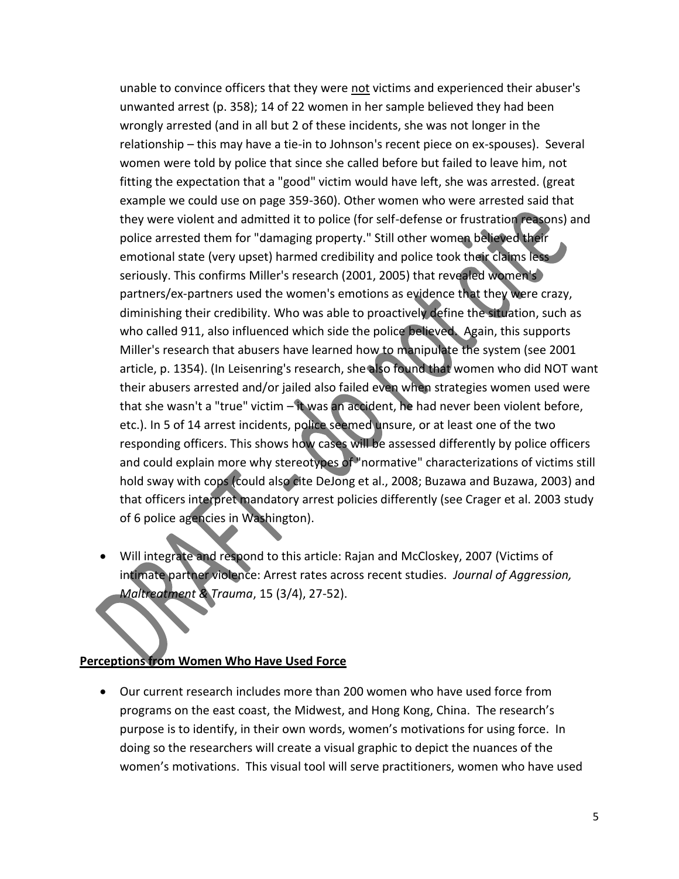unable to convince officers that they were <u>not</u> victims and experienced their abuser's unwanted arrest (p. 358); 14 of 22 women in her sample believed they had been wrongly arrested (and in all but 2 of these incidents, she was not longer in the relationship – this may have a tie-in to Johnson's recent piece on ex-spouses). Several women were told by police that since she called before but failed to leave him, not fitting the expectation that a "good" victim would have left, she was arrested. (great example we could use on page 359-360). Other women who were arrested said that they were violent and admitted it to police (for self-defense or frustration reasons) and police arrested them for "damaging property." Still other women believed their emotional state (very upset) harmed credibility and police took their claims less seriously. This confirms Miller's research (2001, 2005) that revealed women's partners/ex-partners used the women's emotions as evidence that they were crazy, diminishing their credibility. Who was able to proactively define the situation, such as who called 911, also influenced which side the police believed. Again, this supports Miller's research that abusers have learned how to manipulate the system (see 2001 article, p. 1354). (In Leisenring's research, she also found that women who did NOT want their abusers arrested and/or jailed also failed even when strategies women used were that she wasn't a "true" victim – it was an accident, he had never been violent before, etc.). In 5 of 14 arrest incidents, police seemed unsure, or at least one of the two responding officers. This shows how cases will be assessed differently by police officers and could explain more why stereotypes of "normative" characterizations of victims still hold sway with cops (could also cite DeJong et al., 2008; Buzawa and Buzawa, 2003) and that officers interpret mandatory arrest policies differently (see Crager et al. 2003 study of 6 police agencies in Washington).

- Will integrate and respond to this article: Rajan and McCloskey, 2007 (Victims of intimate partner violence: Arrest rates across recent studies. *Journal of Aggression, Maltreatment & Trauma*, 15 (3/4), 27-52).

**<u>Perceptions from Women Who Have Used Force</u>**

- Our current research includes more than 200 women who have used force from programs on the east coast, the Midwest, and Hong Kong, China. The research's purpose is to identify, in their own words, women's motivations for using force. In doing so the researchers will create a visual graphic to depict the nuances of the women's motivations. This visual tool will serve practitioners, women who have used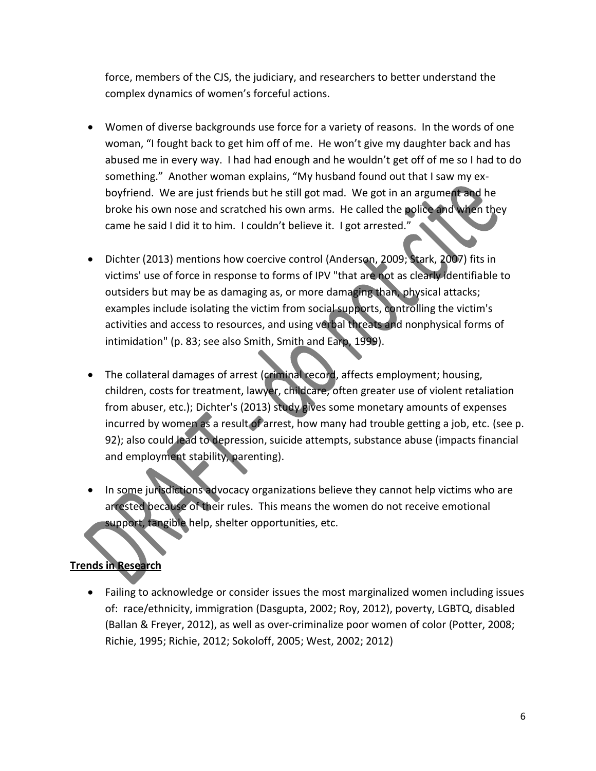force, members of the CJS, the judiciary, and researchers to better understand the complex dynamics of women's forceful actions.

- Women of diverse backgrounds use force for a variety of reasons. In the words of one woman, "I fought back to get him off of me. He won't give my daughter back and has abused me in every way. I had had enough and he wouldn't get off of me so I had to do something." Another woman explains, "My husband found out that I saw my ex-boyfriend. We are just friends but he still got mad. We got in an argument and he broke his own nose and scratched his own arms. He called the police and when they came he said I did it to him. I couldn't believe it. I got arrested."

- Dichter (2013) mentions how coercive control (Anderson, 2009; Stark, 2007) fits in victims' use of force in response to forms of IPV "that are not as clearly identifiable to outsiders but may be as damaging as, or more damaging than, physical attacks; examples include isolating the victim from social supports, controlling the victim's activities and access to resources, and using verbal threats and nonphysical forms of intimidation" (p. 83; see also Smith, Smith and Earp, 1999).

- The collateral damages of arrest (criminal record, affects employment; housing, children, costs for treatment, lawyer, childcare, often greater use of violent retaliation from abuser, etc.); Dichter's (2013) study gives some monetary amounts of expenses incurred by women as a result of arrest, how many had trouble getting a job, etc. (see p. 92); also could lead to depression, suicide attempts, substance abuse (impacts financial and employment stability, parenting).

- In some jurisdictions advocacy organizations believe they cannot help victims who are arrested because of their rules. This means the women do not receive emotional support, tangible help, shelter opportunities, etc.

**Trends in Research**

- Failing to acknowledge or consider issues the most marginalized women including issues of: race/ethnicity, immigration (Dasgupta, 2002; Roy, 2012), poverty, LGBTQ, disabled (Ballan & Freyer, 2012), as well as over-criminalize poor women of color (Potter, 2008; Richie, 1995; Richie, 2012; Sokoloff, 2005; West, 2002; 2012)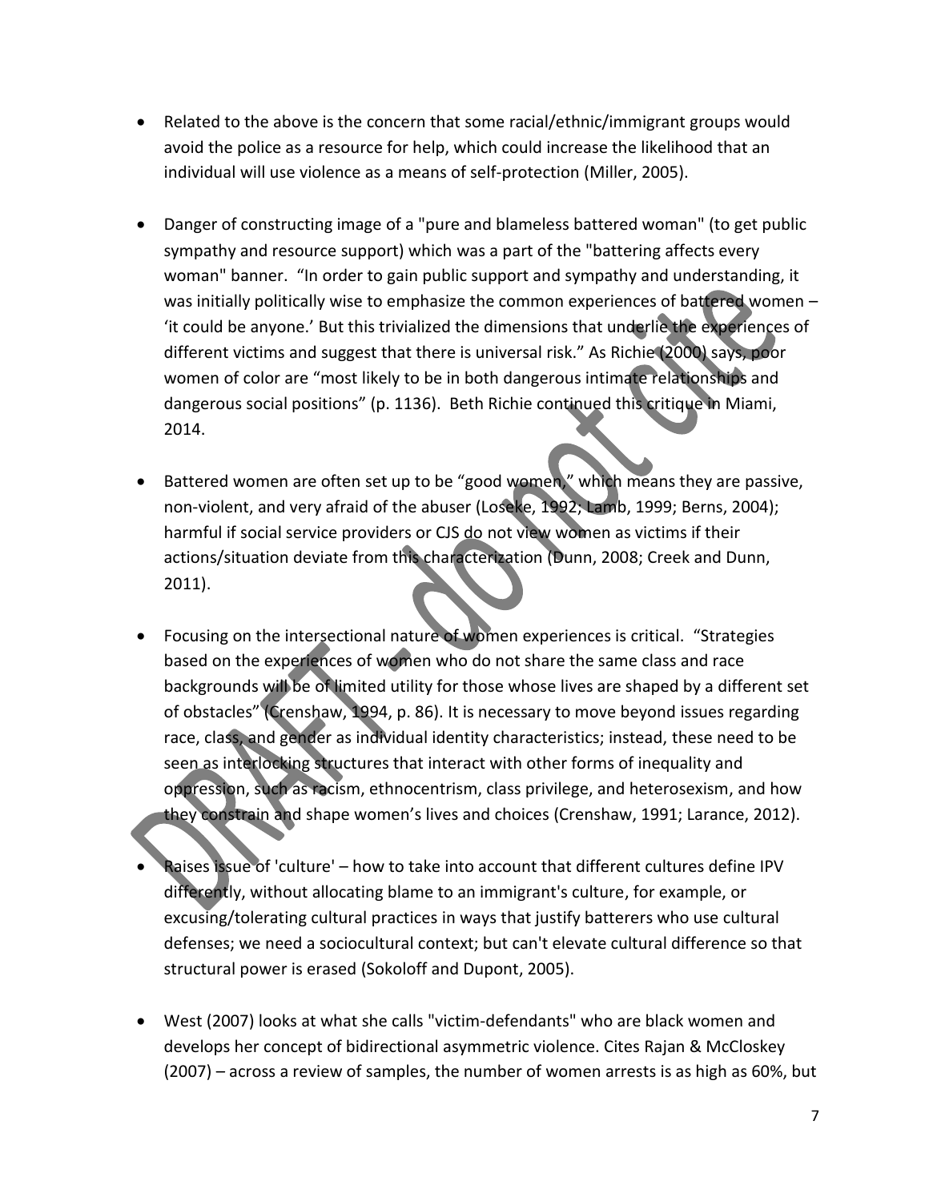- Related to the above is the concern that some racial/ethnic/immigrant groups would avoid the police as a resource for help, which could increase the likelihood that an individual will use violence as a means of self-protection (Miller, 2005).

- Danger of constructing image of a "pure and blameless battered woman" (to get public sympathy and resource support) which was a part of the "battering affects every woman" banner. "In order to gain public support and sympathy and understanding, it was initially politically wise to emphasize the common experiences of battered women – 'it could be anyone.' But this trivialized the dimensions that underlie the experiences of different victims and suggest that there is universal risk." As Richie (2000) says, poor women of color are "most likely to be in both dangerous intimate relationships and dangerous social positions" (p. 1136). Beth Richie continued this critique in Miami, 2014.

- Battered women are often set up to be "good women," which means they are passive, non-violent, and very afraid of the abuser (Loseke, 1992; Lamb, 1999; Berns, 2004); harmful if social service providers or CJS do not view women as victims if their actions/situation deviate from this characterization (Dunn, 2008; Creek and Dunn, 2011).

- Focusing on the intersectional nature of women experiences is critical. "Strategies based on the experiences of women who do not share the same class and race backgrounds will be of limited utility for those whose lives are shaped by a different set of obstacles" (Crenshaw, 1994, p. 86). It is necessary to move beyond issues regarding race, class, and gender as individual identity characteristics; instead, these need to be seen as interlocking structures that interact with other forms of inequality and oppression, such as racism, ethnocentrism, class privilege, and heterosexism, and how they constrain and shape women's lives and choices (Crenshaw, 1991; Larance, 2012).

- Raises issue of 'culture' – how to take into account that different cultures define IPV differently, without allocating blame to an immigrant's culture, for example, or excusing/tolerating cultural practices in ways that justify batterers who use cultural defenses; we need a sociocultural context; but can't elevate cultural difference so that structural power is erased (Sokoloff and Dupont, 2005).

- West (2007) looks at what she calls "victim-defendants" who are black women and develops her concept of bidirectional asymmetric violence. Cites Rajan & McCloskey (2007) – across a review of samples, the number of women arrests is as high as 60%, but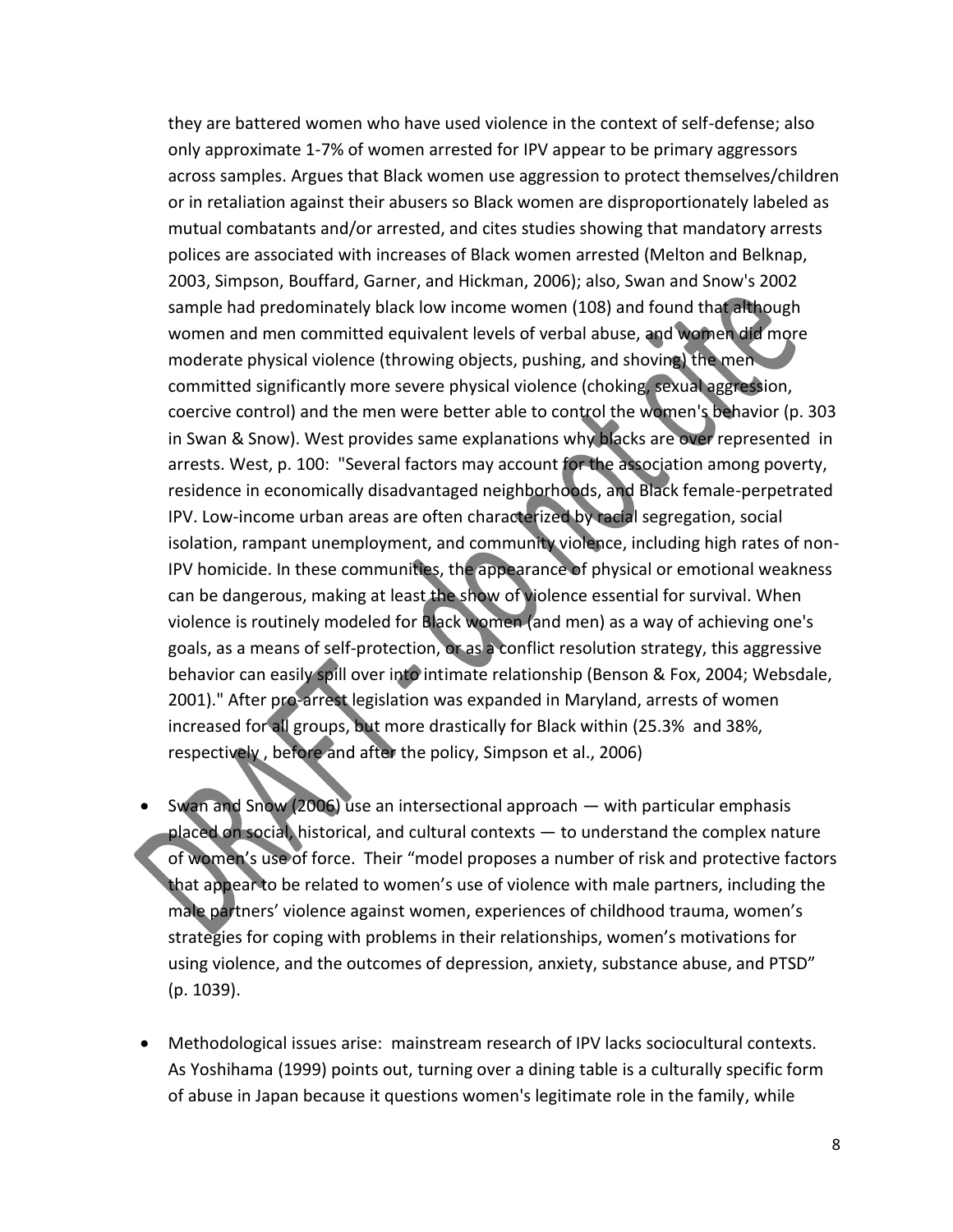they are battered women who have used violence in the context of self-defense; also only approximate 1-7% of women arrested for IPV appear to be primary aggressors across samples. Argues that Black women use aggression to protect themselves/children or in retaliation against their abusers so Black women are disproportionately labeled as mutual combatants and/or arrested, and cites studies showing that mandatory arrests polices are associated with increases of Black women arrested (Melton and Belknap, 2003, Simpson, Bouffard, Garner, and Hickman, 2006); also, Swan and Snow's 2002 sample had predominately black low income women (108) and found that although women and men committed equivalent levels of verbal abuse, and women did more moderate physical violence (throwing objects, pushing, and shoving) the men committed significantly more severe physical violence (choking, sexual aggression, coercive control) and the men were better able to control the women's behavior (p. 303 in Swan & Snow). West provides same explanations why blacks are over represented in arrests. West, p. 100: "Several factors may account for the association among poverty, residence in economically disadvantaged neighborhoods, and Black female-perpetrated IPV. Low-income urban areas are often characterized by racial segregation, social isolation, rampant unemployment, and community violence, including high rates of non-IPV homicide. In these communities, the appearance of physical or emotional weakness can be dangerous, making at least the show of violence essential for survival. When violence is routinely modeled for Black women (and men) as a way of achieving one's goals, as a means of self-protection, or as a conflict resolution strategy, this aggressive behavior can easily spill over into intimate relationship (Benson & Fox, 2004; Websdale, 2001)." After pro-arrest legislation was expanded in Maryland, arrests of women increased for all groups, but more drastically for Black within (25.3% and 38%, respectively , before and after the policy, Simpson et al., 2006)

- Swan and Snow (2006) use an intersectional approach — with particular emphasis placed on social, historical, and cultural contexts — to understand the complex nature of women's use of force. Their "model proposes a number of risk and protective factors that appear to be related to women's use of violence with male partners, including the male partners' violence against women, experiences of childhood trauma, women's strategies for coping with problems in their relationships, women's motivations for using violence, and the outcomes of depression, anxiety, substance abuse, and PTSD" (p. 1039).

- Methodological issues arise: mainstream research of IPV lacks sociocultural contexts. As Yoshihama (1999) points out, turning over a dining table is a culturally specific form of abuse in Japan because it questions women's legitimate role in the family, while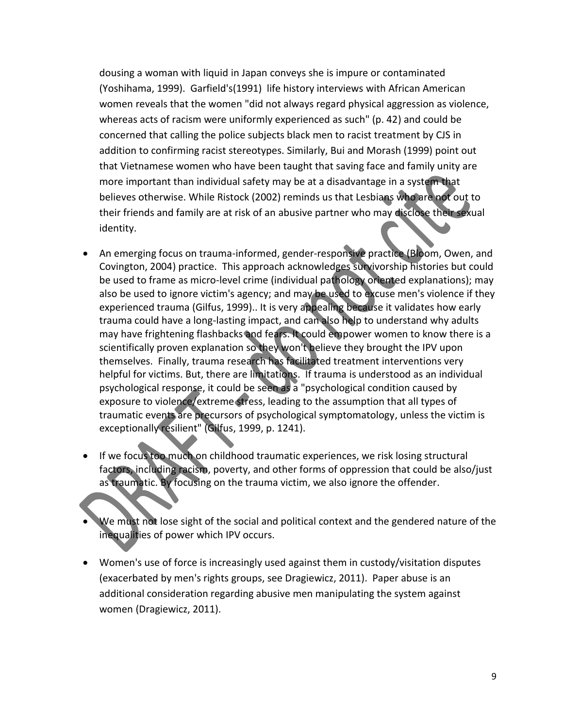dousing a woman with liquid in Japan conveys she is impure or contaminated (Yoshihama, 1999). Garfield's(1991) life history interviews with African American women reveals that the women "did not always regard physical aggression as violence, whereas acts of racism were uniformly experienced as such" (p. 42) and could be concerned that calling the police subjects black men to racist treatment by CJS in addition to confirming racist stereotypes. Similarly, Bui and Morash (1999) point out that Vietnamese women who have been taught that saving face and family unity are more important than individual safety may be at a disadvantage in a system that believes otherwise. While Ristock (2002) reminds us that Lesbians who are not out to their friends and family are at risk of an abusive partner who may disclose their sexual identity.

- An emerging focus on trauma-informed, gender-responsive practice (Bloom, Owen, and Covington, 2004) practice. This approach acknowledges survivorship histories but could be used to frame as micro-level crime (individual pathology oriented explanations); may also be used to ignore victim's agency; and may be used to excuse men's violence if they experienced trauma (Gilfus, 1999).. It is very appealing because it validates how early trauma could have a long-lasting impact, and can also help to understand why adults may have frightening flashbacks and fears. It could empower women to know there is a scientifically proven explanation so they won't believe they brought the IPV upon themselves. Finally, trauma research has facilitated treatment interventions very helpful for victims. But, there are limitations. If trauma is understood as an individual psychological response, it could be seen as a "psychological condition caused by exposure to violence/extreme stress, leading to the assumption that all types of traumatic events are precursors of psychological symptomatology, unless the victim is exceptionally resilient" (Gilfus, 1999, p. 1241).

- If we focus too much on childhood traumatic experiences, we risk losing structural factors, including racism, poverty, and other forms of oppression that could be also/just as traumatic. By focusing on the trauma victim, we also ignore the offender.

- We must not lose sight of the social and political context and the gendered nature of the inequalities of power which IPV occurs.

- Women's use of force is increasingly used against them in custody/visitation disputes (exacerbated by men's rights groups, see Dragiewicz, 2011). Paper abuse is an additional consideration regarding abusive men manipulating the system against women (Dragiewicz, 2011).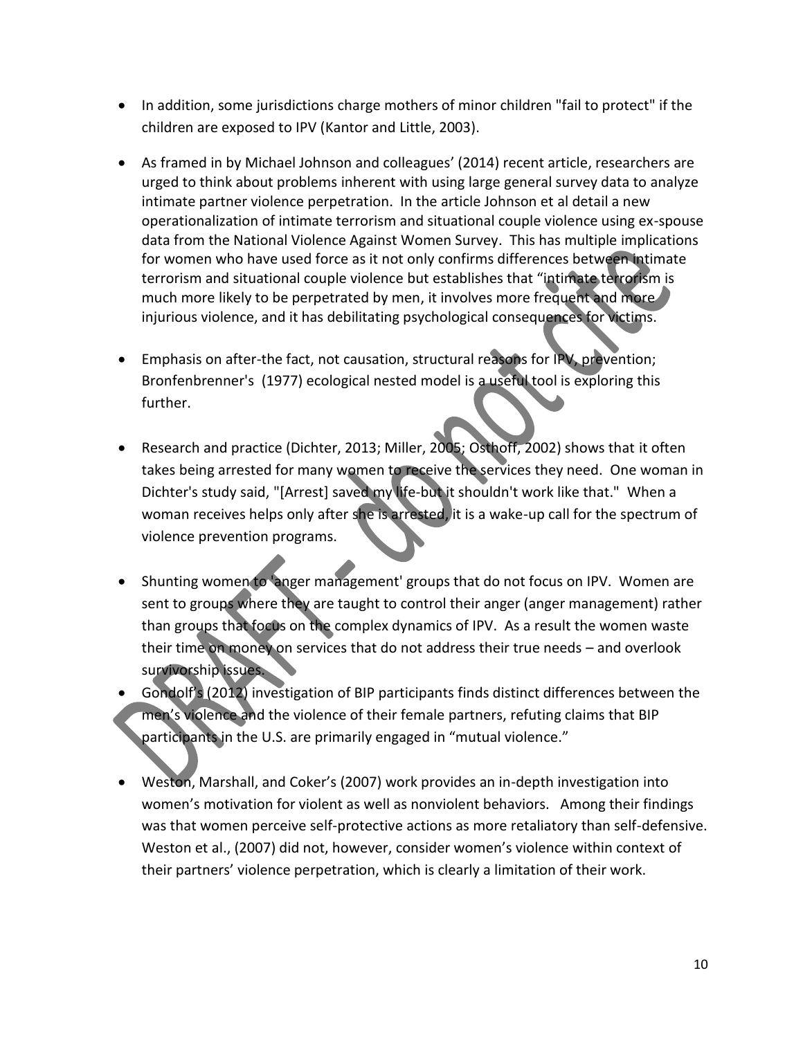- In addition, some jurisdictions charge mothers of minor children "fail to protect" if the children are exposed to IPV (Kantor and Little, 2003).

- As framed in by Michael Johnson and colleagues' (2014) recent article, researchers are urged to think about problems inherent with using large general survey data to analyze intimate partner violence perpetration. In the article Johnson et al detail a new operationalization of intimate terrorism and situational couple violence using ex-spouse data from the National Violence Against Women Survey. This has multiple implications for women who have used force as it not only confirms differences between intimate terrorism and situational couple violence but establishes that "intimate terrorism is much more likely to be perpetrated by men, it involves more frequent and more injurious violence, and it has debilitating psychological consequences for victims.

- Emphasis on after-the fact, not causation, structural reasons for IPV, prevention; Bronfenbrenner's (1977) ecological nested model is a useful tool is exploring this further.

- Research and practice (Dichter, 2013; Miller, 2005; Osthoff, 2002) shows that it often takes being arrested for many women to receive the services they need. One woman in Dichter's study said, "[Arrest] saved my life-but it shouldn't work like that." When a woman receives helps only after she is arrested, it is a wake-up call for the spectrum of violence prevention programs.

- Shunting women to 'anger management' groups that do not focus on IPV. Women are sent to groups where they are taught to control their anger (anger management) rather than groups that focus on the complex dynamics of IPV. As a result the women waste their time on money on services that do not address their true needs – and overlook survivorship issues.
- Gondolf's (2012) investigation of BIP participants finds distinct differences between the men's violence and the violence of their female partners, refuting claims that BIP participants in the U.S. are primarily engaged in "mutual violence."

- Weston, Marshall, and Coker's (2007) work provides an in-depth investigation into women's motivation for violent as well as nonviolent behaviors. Among their findings was that women perceive self-protective actions as more retaliatory than self-defensive. Weston et al., (2007) did not, however, consider women's violence within context of their partners' violence perpetration, which is clearly a limitation of their work.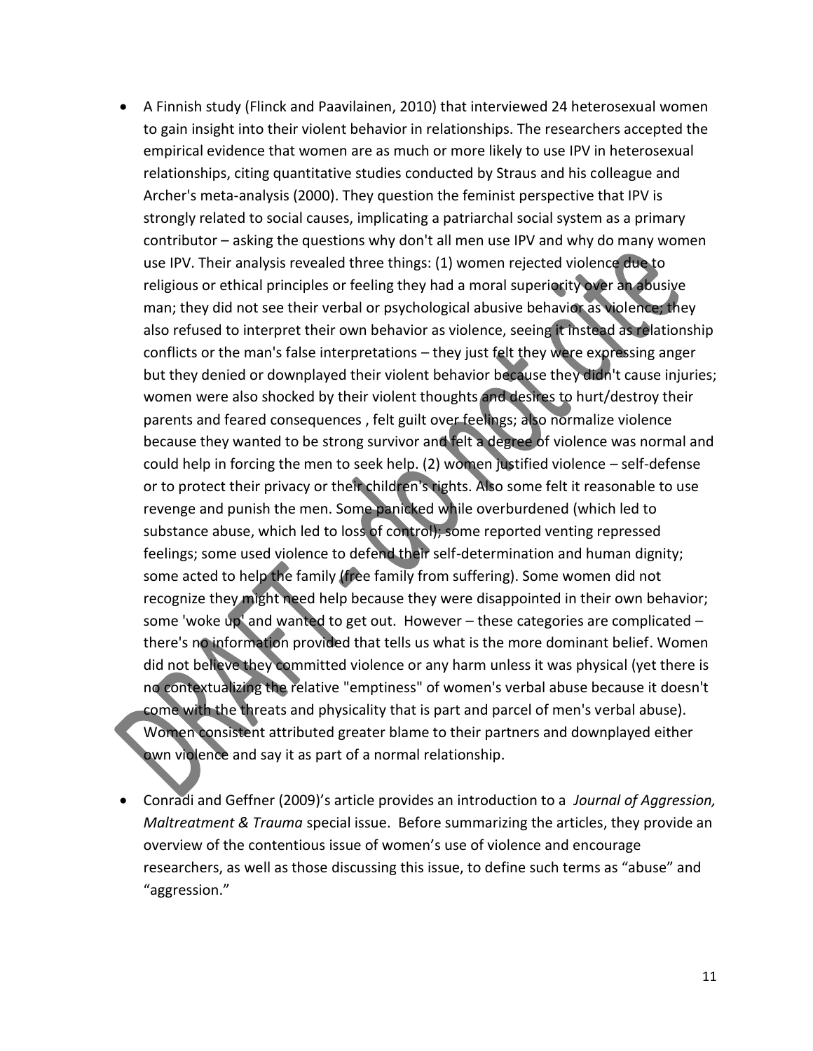- A Finnish study (Flinck and Paavilainen, 2010) that interviewed 24 heterosexual women to gain insight into their violent behavior in relationships. The researchers accepted the empirical evidence that women are as much or more likely to use IPV in heterosexual relationships, citing quantitative studies conducted by Straus and his colleague and Archer's meta-analysis (2000). They question the feminist perspective that IPV is strongly related to social causes, implicating a patriarchal social system as a primary contributor – asking the questions why don't all men use IPV and why do many women use IPV. Their analysis revealed three things: (1) women rejected violence due to religious or ethical principles or feeling they had a moral superiority over an abusive man; they did not see their verbal or psychological abusive behavior as violence; they also refused to interpret their own behavior as violence, seeing it instead as relationship conflicts or the man's false interpretations – they just felt they were expressing anger but they denied or downplayed their violent behavior because they didn't cause injuries; women were also shocked by their violent thoughts and desires to hurt/destroy their parents and feared consequences , felt guilt over feelings; also normalize violence because they wanted to be strong survivor and felt a degree of violence was normal and could help in forcing the men to seek help. (2) women justified violence – self-defense or to protect their privacy or their children's rights. Also some felt it reasonable to use revenge and punish the men. Some panicked while overburdened (which led to substance abuse, which led to loss of control); some reported venting repressed feelings; some used violence to defend their self-determination and human dignity; some acted to help the family (free family from suffering). Some women did not recognize they might need help because they were disappointed in their own behavior; some 'woke up' and wanted to get out. However – these categories are complicated – there's no information provided that tells us what is the more dominant belief. Women did not believe they committed violence or any harm unless it was physical (yet there is no contextualizing the relative "emptiness" of women's verbal abuse because it doesn't come with the threats and physicality that is part and parcel of men's verbal abuse). Women consistent attributed greater blame to their partners and downplayed either own violence and say it as part of a normal relationship.

- Conradi and Geffner (2009)'s article provides an introduction to a *Journal of Aggression, Maltreatment & Trauma* special issue. Before summarizing the articles, they provide an overview of the contentious issue of women's use of violence and encourage researchers, as well as those discussing this issue, to define such terms as "abuse" and "aggression."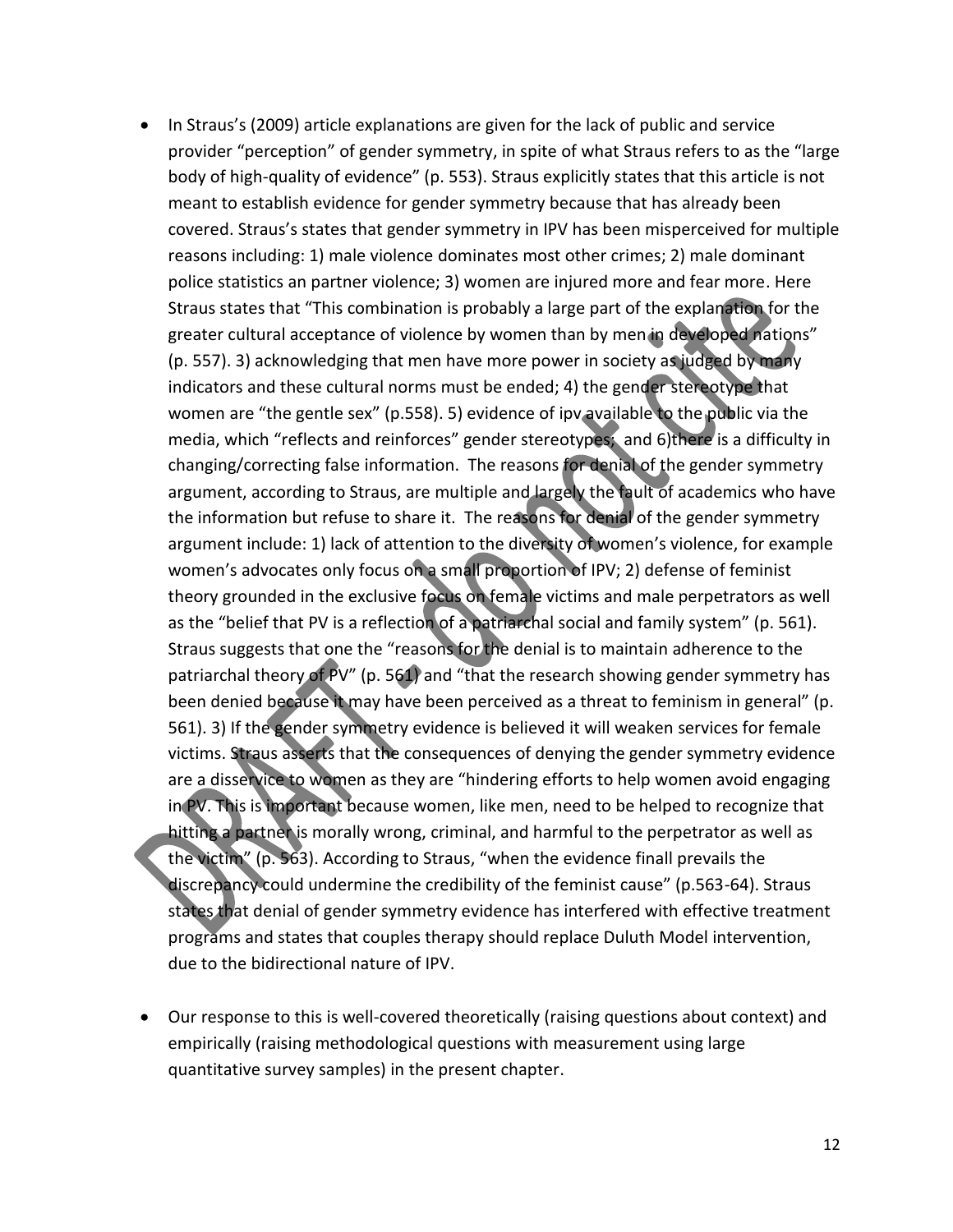- In Straus's (2009) article explanations are given for the lack of public and service provider "perception" of gender symmetry, in spite of what Straus refers to as the "large body of high-quality of evidence" (p. 553). Straus explicitly states that this article is not meant to establish evidence for gender symmetry because that has already been covered. Straus's states that gender symmetry in IPV has been misperceived for multiple reasons including: 1) male violence dominates most other crimes; 2) male dominant police statistics an partner violence; 3) women are injured more and fear more. Here Straus states that "This combination is probably a large part of the explanation for the greater cultural acceptance of violence by women than by men in developed nations" (p. 557). 3) acknowledging that men have more power in society as judged by many indicators and these cultural norms must be ended; 4) the gender stereotype that women are "the gentle sex" (p.558). 5) evidence of ipv available to the public via the media, which "reflects and reinforces" gender stereotypes; and 6)there is a difficulty in changing/correcting false information. The reasons for denial of the gender symmetry argument, according to Straus, are multiple and largely the fault of academics who have the information but refuse to share it. The reasons for denial of the gender symmetry argument include: 1) lack of attention to the diversity of women's violence, for example women's advocates only focus on a small proportion of IPV; 2) defense of feminist theory grounded in the exclusive focus on female victims and male perpetrators as well as the "belief that PV is a reflection of a patriarchal social and family system" (p. 561). Straus suggests that one the "reasons for the denial is to maintain adherence to the patriarchal theory of PV" (p. 561) and "that the research showing gender symmetry has been denied because it may have been perceived as a threat to feminism in general" (p. 561). 3) If the gender symmetry evidence is believed it will weaken services for female victims. Straus asserts that the consequences of denying the gender symmetry evidence are a disservice to women as they are "hindering efforts to help women avoid engaging in PV. This is important because women, like men, need to be helped to recognize that hitting a partner is morally wrong, criminal, and harmful to the perpetrator as well as the victim" (p. 563). According to Straus, "when the evidence finall prevails the discrepancy could undermine the credibility of the feminist cause" (p.563-64). Straus states that denial of gender symmetry evidence has interfered with effective treatment programs and states that couples therapy should replace Duluth Model intervention, due to the bidirectional nature of IPV.

- Our response to this is well-covered theoretically (raising questions about context) and empirically (raising methodological questions with measurement using large quantitative survey samples) in the present chapter.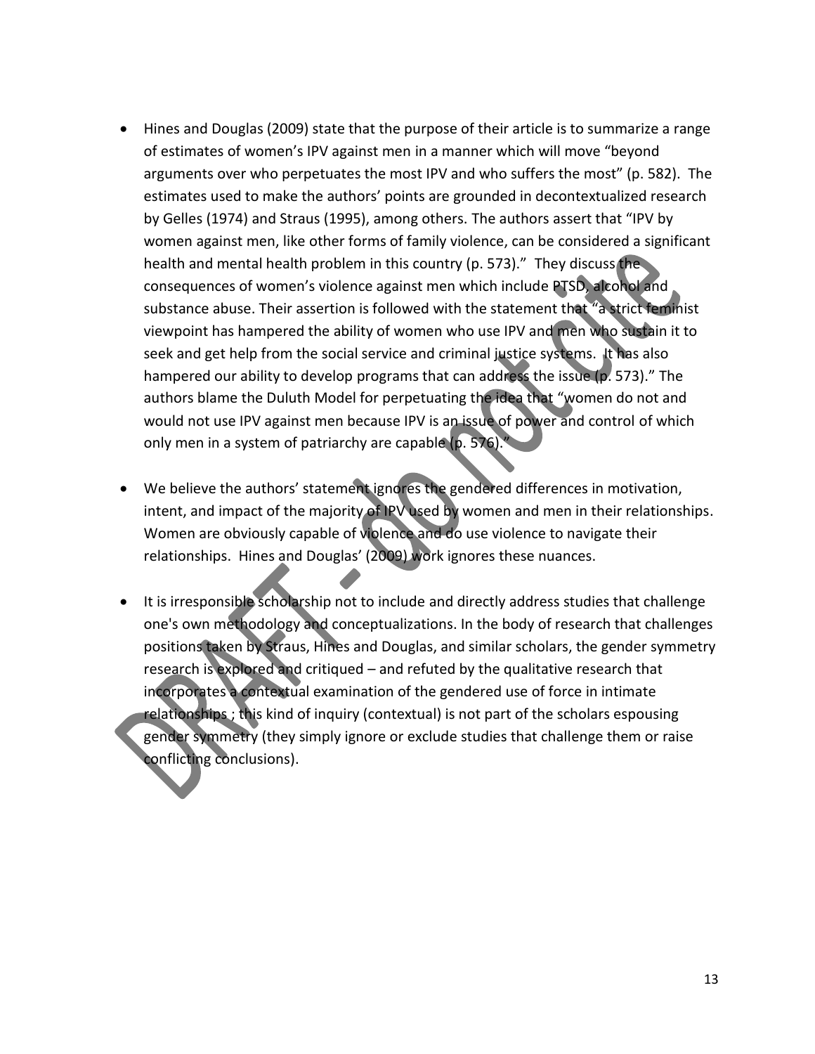- Hines and Douglas (2009) state that the purpose of their article is to summarize a range of estimates of women's IPV against men in a manner which will move "beyond arguments over who perpetuates the most IPV and who suffers the most" (p. 582). The estimates used to make the authors' points are grounded in decontextualized research by Gelles (1974) and Straus (1995), among others. The authors assert that "IPV by women against men, like other forms of family violence, can be considered a significant health and mental health problem in this country (p. 573)." They discuss the consequences of women's violence against men which include PTSD, alcohol and substance abuse. Their assertion is followed with the statement that "a strict feminist viewpoint has hampered the ability of women who use IPV and men who sustain it to seek and get help from the social service and criminal justice systems. It has also hampered our ability to develop programs that can address the issue (p. 573)." The authors blame the Duluth Model for perpetuating the idea that "women do not and would not use IPV against men because IPV is an issue of power and control of which only men in a system of patriarchy are capable (p. 576)."

- We believe the authors' statement ignores the gendered differences in motivation, intent, and impact of the majority of IPV used by women and men in their relationships. Women are obviously capable of violence and do use violence to navigate their relationships. Hines and Douglas' (2009) work ignores these nuances.

- It is irresponsible scholarship not to include and directly address studies that challenge one's own methodology and conceptualizations. In the body of research that challenges positions taken by Straus, Hines and Douglas, and similar scholars, the gender symmetry research is explored and critiqued – and refuted by the qualitative research that incorporates a contextual examination of the gendered use of force in intimate relationships ; this kind of inquiry (contextual) is not part of the scholars espousing gender symmetry (they simply ignore or exclude studies that challenge them or raise conflicting conclusions).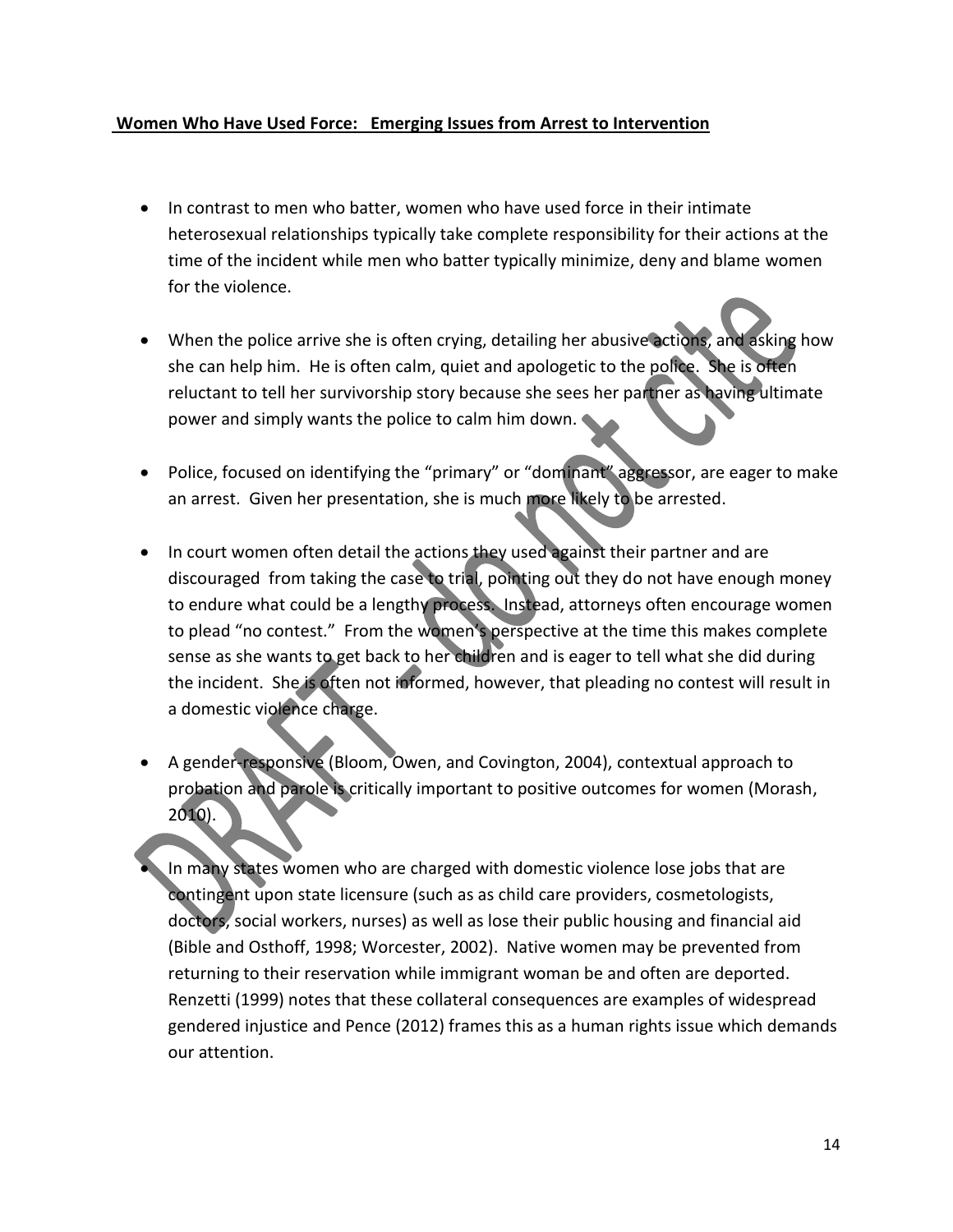**Women Who Have Used Force: Emerging Issues from Arrest to Intervention**

- In contrast to men who batter, women who have used force in their intimate heterosexual relationships typically take complete responsibility for their actions at the time of the incident while men who batter typically minimize, deny and blame women for the violence.

- When the police arrive she is often crying, detailing her abusive actions, and asking how she can help him. He is often calm, quiet and apologetic to the police. She is often reluctant to tell her survivorship story because she sees her partner as having ultimate power and simply wants the police to calm him down.

- Police, focused on identifying the "primary" or "dominant" aggressor, are eager to make an arrest. Given her presentation, she is much more likely to be arrested.

- In court women often detail the actions they used against their partner and are discouraged from taking the case to trial, pointing out they do not have enough money to endure what could be a lengthy process. Instead, attorneys often encourage women to plead "no contest." From the women's perspective at the time this makes complete sense as she wants to get back to her children and is eager to tell what she did during the incident. She is often not informed, however, that pleading no contest will result in a domestic violence charge.

- A gender-responsive (Bloom, Owen, and Covington, 2004), contextual approach to probation and parole is critically important to positive outcomes for women (Morash, 2010).

- In many states women who are charged with domestic violence lose jobs that are contingent upon state licensure (such as as child care providers, cosmetologists, doctors, social workers, nurses) as well as lose their public housing and financial aid (Bible and Osthoff, 1998; Worcester, 2002). Native women may be prevented from returning to their reservation while immigrant woman be and often are deported. Renzetti (1999) notes that these collateral consequences are examples of widespread gendered injustice and Pence (2012) frames this as a human rights issue which demands our attention.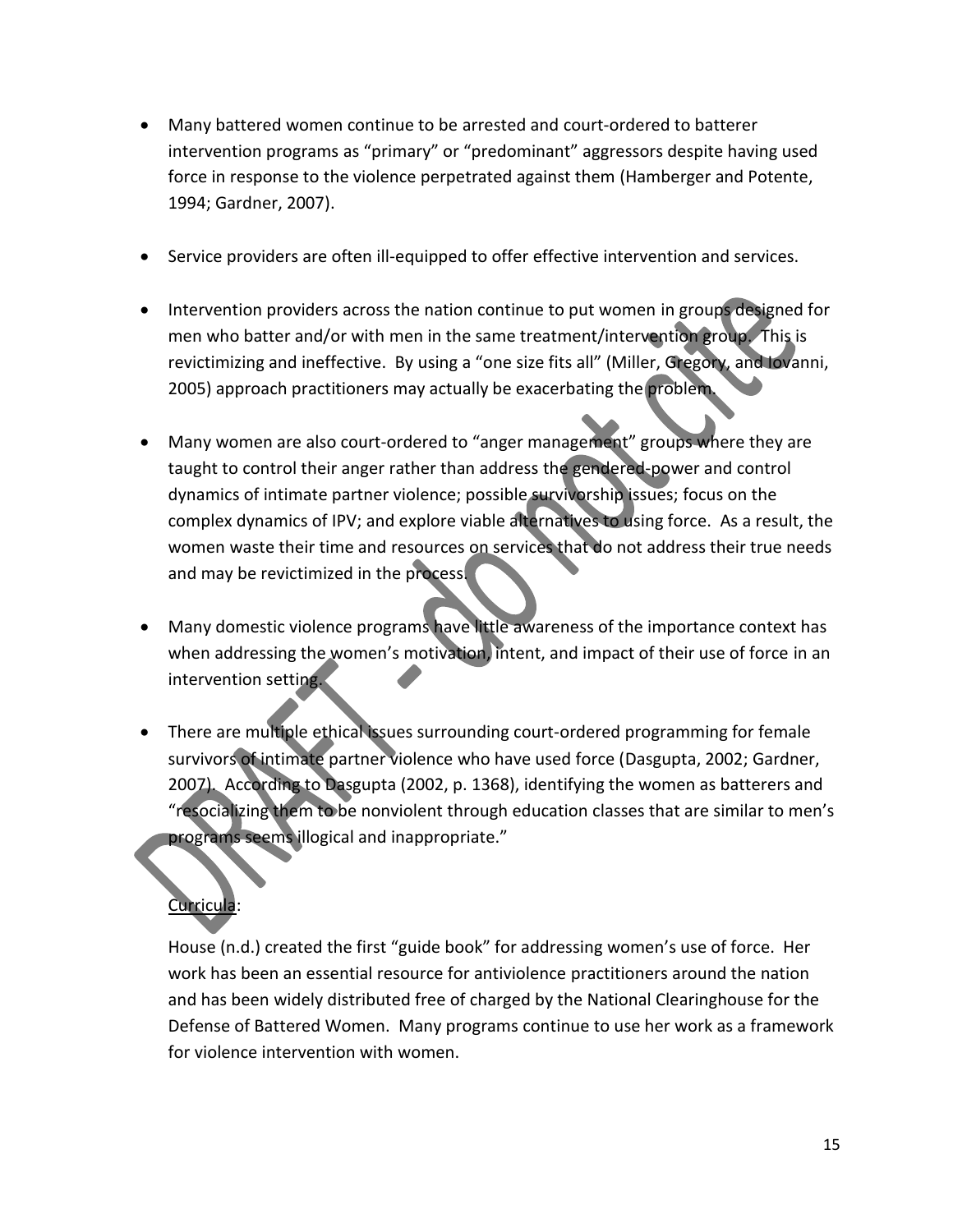- Many battered women continue to be arrested and court-ordered to batterer intervention programs as "primary" or "predominant" aggressors despite having used force in response to the violence perpetrated against them (Hamberger and Potente, 1994; Gardner, 2007).

- Service providers are often ill-equipped to offer effective intervention and services.

- Intervention providers across the nation continue to put women in groups designed for men who batter and/or with men in the same treatment/intervention group. This is revictimizing and ineffective. By using a "one size fits all" (Miller, Gregory, and Iovanni, 2005) approach practitioners may actually be exacerbating the problem.

- Many women are also court-ordered to "anger management" groups where they are taught to control their anger rather than address the gendered-power and control dynamics of intimate partner violence; possible survivorship issues; focus on the complex dynamics of IPV; and explore viable alternatives to using force. As a result, the women waste their time and resources on services that do not address their true needs and may be revictimized in the process.

- Many domestic violence programs have little awareness of the importance context has when addressing the women's motivation, intent, and impact of their use of force in an intervention setting.

- There are multiple ethical issues surrounding court-ordered programming for female survivors of intimate partner violence who have used force (Dasgupta, 2002; Gardner, 2007). According to Dasgupta (2002, p. 1368), identifying the women as batterers and "resocializing them to be nonviolent through education classes that are similar to men's programs seems illogical and inappropriate."

<u>Curricula</u>:

House (n.d.) created the first "guide book" for addressing women's use of force. Her work has been an essential resource for antiviolence practitioners around the nation and has been widely distributed free of charged by the National Clearinghouse for the Defense of Battered Women. Many programs continue to use her work as a framework for violence intervention with women.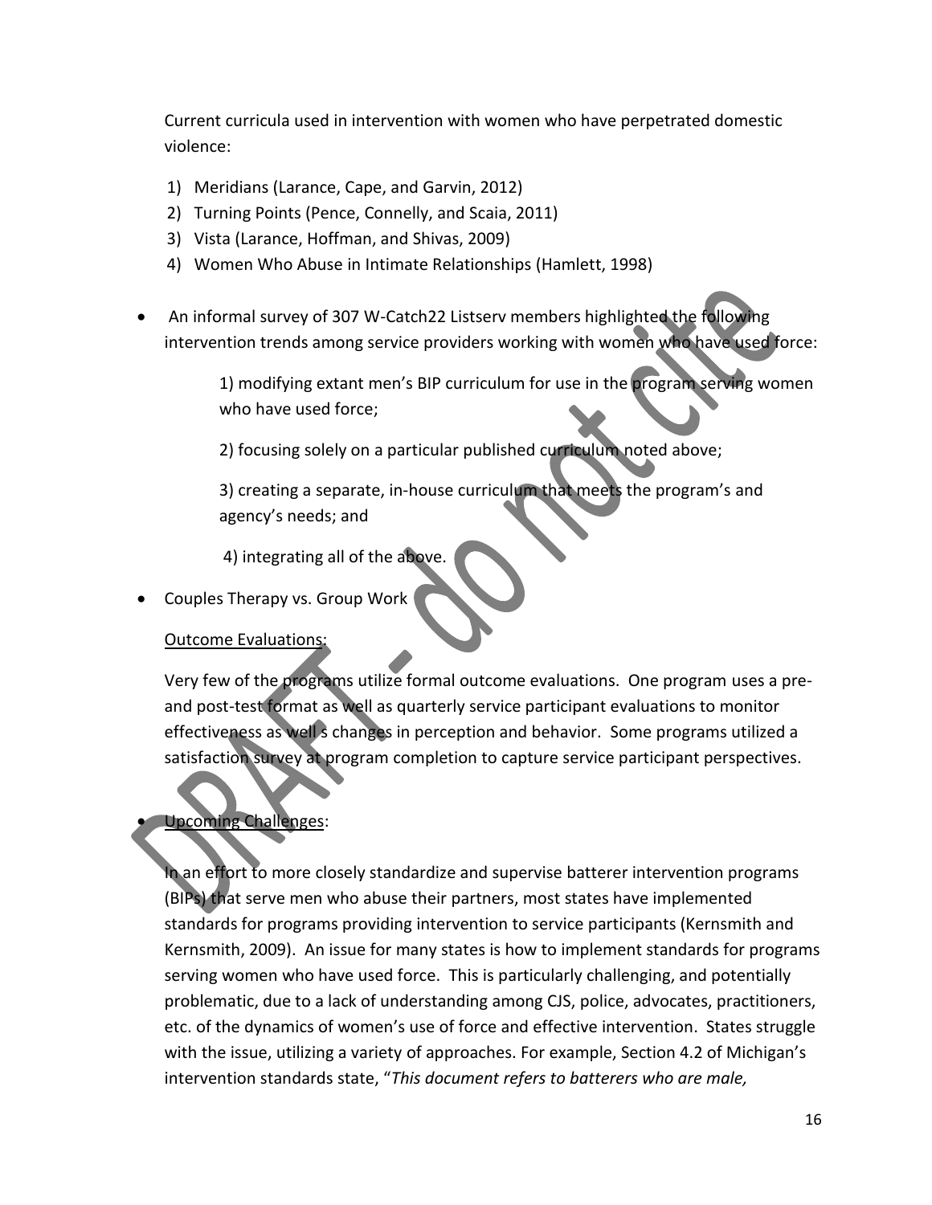Current curricula used in intervention with women who have perpetrated domestic violence:

1) Meridians (Larance, Cape, and Garvin, 2012)
2) Turning Points (Pence, Connelly, and Scaia, 2011)
3) Vista (Larance, Hoffman, and Shivas, 2009)
4) Women Who Abuse in Intimate Relationships (Hamlett, 1998)

- An informal survey of 307 W-Catch22 Listserv members highlighted the following intervention trends among service providers working with women who have used force:

    1) modifying extant men's BIP curriculum for use in the program serving women who have used force;

    2) focusing solely on a particular published curriculum noted above;

    3) creating a separate, in-house curriculum that meets the program's and agency's needs; and

    4) integrating all of the above.

- Couples Therapy vs. Group Work

    Outcome Evaluations:

    Very few of the programs utilize formal outcome evaluations. One program uses a pre- and post-test format as well as quarterly service participant evaluations to monitor effectiveness as well s changes in perception and behavior. Some programs utilized a satisfaction survey at program completion to capture service participant perspectives.

- Upcoming Challenges:

    In an effort to more closely standardize and supervise batterer intervention programs (BIPs) that serve men who abuse their partners, most states have implemented standards for programs providing intervention to service participants (Kernsmith and Kernsmith, 2009). An issue for many states is how to implement standards for programs serving women who have used force. This is particularly challenging, and potentially problematic, due to a lack of understanding among CJS, police, advocates, practitioners, etc. of the dynamics of women's use of force and effective intervention. States struggle with the issue, utilizing a variety of approaches. For example, Section 4.2 of Michigan's intervention standards state, "*This document refers to batterers who are male,*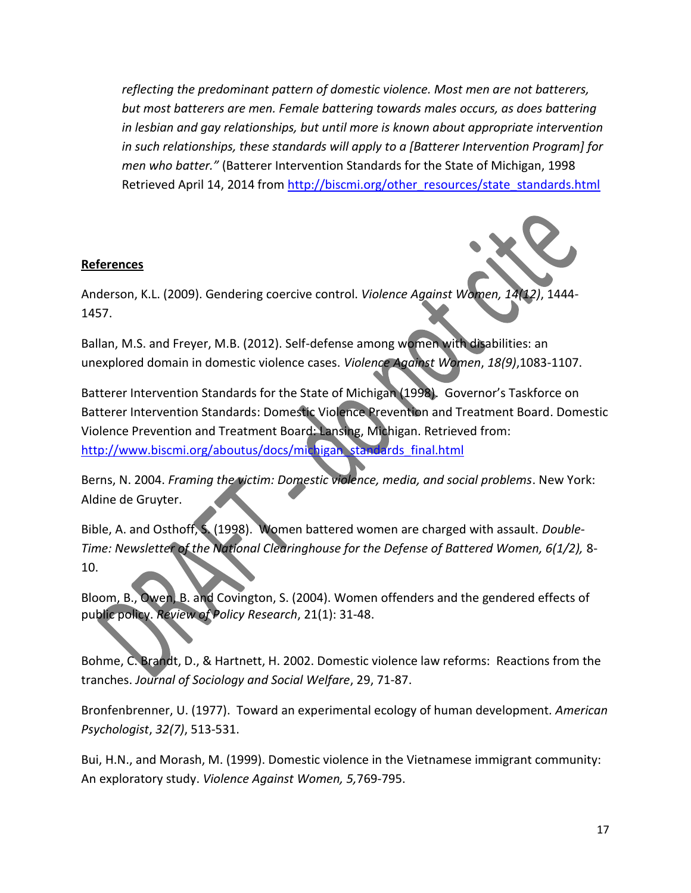*reflecting the predominant pattern of domestic violence. Most men are not batterers, but most batterers are men. Female battering towards males occurs, as does battering in lesbian and gay relationships, but until more is known about appropriate intervention in such relationships, these standards will apply to a [Batterer Intervention Program] for men who batter."* (Batterer Intervention Standards for the State of Michigan, 1998 Retrieved April 14, 2014 from http://biscmi.org/other_resources/state_standards.html

**References**

Anderson, K.L. (2009). Gendering coercive control. *Violence Against Women, 14(12)*, 1444-1457.

Ballan, M.S. and Freyer, M.B. (2012). Self-defense among women with disabilities: an unexplored domain in domestic violence cases. *Violence Against Women*, *18(9)*,1083-1107.

Batterer Intervention Standards for the State of Michigan (1998). Governor's Taskforce on Batterer Intervention Standards: Domestic Violence Prevention and Treatment Board. Domestic Violence Prevention and Treatment Board: Lansing, Michigan. Retrieved from: http://www.biscmi.org/aboutus/docs/michigan_standards_final.html

Berns, N. 2004. *Framing the victim: Domestic violence, media, and social problems*. New York: Aldine de Gruyter.

Bible, A. and Osthoff, S. (1998). Women battered women are charged with assault. *Double-Time: Newsletter of the National Clearinghouse for the Defense of Battered Women, 6(1/2),* 8-10.

Bloom, B., Owen, B. and Covington, S. (2004). Women offenders and the gendered effects of public policy. *Review of Policy Research*, 21(1): 31-48.

Bohme, C. Brandt, D., & Hartnett, H. 2002. Domestic violence law reforms: Reactions from the tranches. *Journal of Sociology and Social Welfare*, 29, 71-87.

Bronfenbrenner, U. (1977). Toward an experimental ecology of human development. *American Psychologist*, *32(7)*, 513-531.

Bui, H.N., and Morash, M. (1999). Domestic violence in the Vietnamese immigrant community: An exploratory study. *Violence Against Women, 5,*769-795.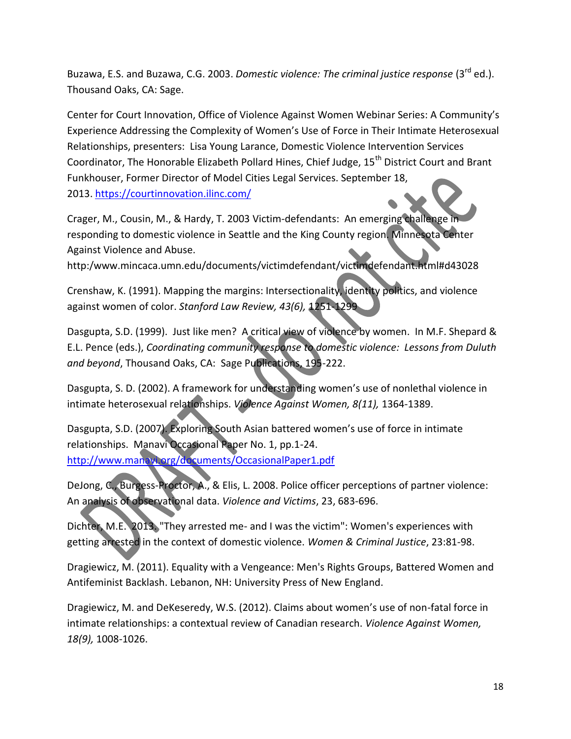Buzawa, E.S. and Buzawa, C.G. 2003. *Domestic violence: The criminal justice response* (3rd ed.). Thousand Oaks, CA: Sage.

Center for Court Innovation, Office of Violence Against Women Webinar Series: A Community's Experience Addressing the Complexity of Women's Use of Force in Their Intimate Heterosexual Relationships, presenters: Lisa Young Larance, Domestic Violence Intervention Services Coordinator, The Honorable Elizabeth Pollard Hines, Chief Judge, 15th District Court and Brant Funkhouser, Former Director of Model Cities Legal Services. September 18, 2013. https://courtinnovation.ilinc.com/

Crager, M., Cousin, M., & Hardy, T. 2003 Victim-defendants: An emerging challenge in responding to domestic violence in Seattle and the King County region. Minnesota Center Against Violence and Abuse. http:/www.mincaca.umn.edu/documents/victimdefendant/victimdefendant.html#d43028

Crenshaw, K. (1991). Mapping the margins: Intersectionality, identity politics, and violence against women of color. *Stanford Law Review, 43(6),* 1251-1299

Dasgupta, S.D. (1999). Just like men? A critical view of violence by women. In M.F. Shepard & E.L. Pence (eds.), *Coordinating community response to domestic violence: Lessons from Duluth and beyond*, Thousand Oaks, CA: Sage Publications, 195-222.

Dasgupta, S. D. (2002). A framework for understanding women's use of nonlethal violence in intimate heterosexual relationships. *Violence Against Women, 8(11),* 1364-1389.

Dasgupta, S.D. (2007). Exploring South Asian battered women's use of force in intimate relationships. Manavi Occasional Paper No. 1, pp.1-24. http://www.manavi.org/documents/OccasionalPaper1.pdf

DeJong, C., Burgess-Proctor, A., & Elis, L. 2008. Police officer perceptions of partner violence: An analysis of observational data. *Violence and Victims*, 23, 683-696.

Dichter, M.E. 2013. "They arrested me- and I was the victim": Women's experiences with getting arrested in the context of domestic violence. *Women & Criminal Justice*, 23:81-98.

Dragiewicz, M. (2011). Equality with a Vengeance: Men's Rights Groups, Battered Women and Antifeminist Backlash. Lebanon, NH: University Press of New England.

Dragiewicz, M. and DeKeseredy, W.S. (2012). Claims about women's use of non-fatal force in intimate relationships: a contextual review of Canadian research. *Violence Against Women, 18(9),* 1008-1026.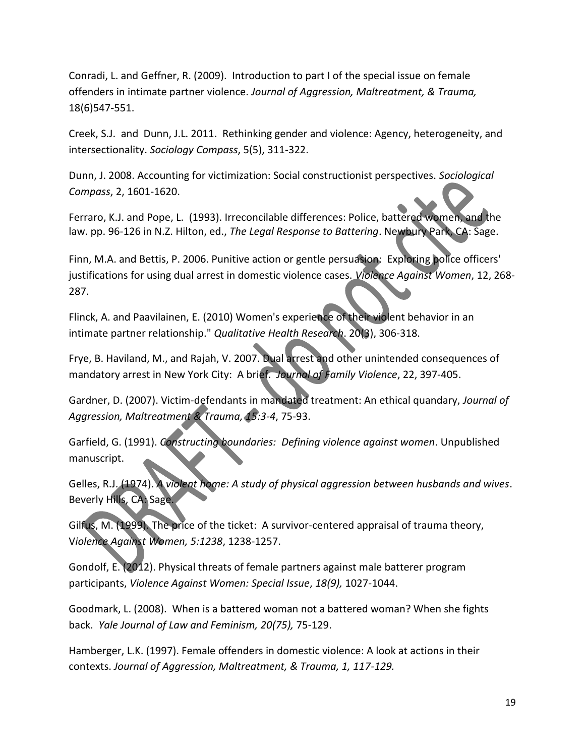Conradi, L. and Geffner, R. (2009). Introduction to part I of the special issue on female offenders in intimate partner violence. *Journal of Aggression, Maltreatment, & Trauma,* 18(6)547-551.

Creek, S.J. and Dunn, J.L. 2011. Rethinking gender and violence: Agency, heterogeneity, and intersectionality. *Sociology Compass*, 5(5), 311-322.

Dunn, J. 2008. Accounting for victimization: Social constructionist perspectives. *Sociological Compass*, 2, 1601-1620.

Ferraro, K.J. and Pope, L. (1993). Irreconcilable differences: Police, battered women, and the law. pp. 96-126 in N.Z. Hilton, ed., *The Legal Response to Battering*. Newbury Park, CA: Sage.

Finn, M.A. and Bettis, P. 2006. Punitive action or gentle persuasion: Exploring police officers' justifications for using dual arrest in domestic violence cases. *Violence Against Women*, 12, 268-287.

Flinck, A. and Paavilainen, E. (2010) Women's experience of their violent behavior in an intimate partner relationship." *Qualitative Health Research*. 20(3), 306-318.

Frye, B. Haviland, M., and Rajah, V. 2007. Dual arrest and other unintended consequences of mandatory arrest in New York City: A brief. *Journal of Family Violence*, 22, 397-405.

Gardner, D. (2007). Victim-defendants in mandated treatment: An ethical quandary, *Journal of Aggression, Maltreatment & Trauma, 15:3-4*, 75-93.

Garfield, G. (1991). *Constructing boundaries: Defining violence against women*. Unpublished manuscript.

Gelles, R.J. (1974). *A violent home: A study of physical aggression between husbands and wives*. Beverly Hills, CA: Sage.

Gilfus, M. (1999). The price of the ticket: A survivor-centered appraisal of trauma theory, V*iolence Against Women, 5:1238*, 1238-1257.

Gondolf, E. (2012). Physical threats of female partners against male batterer program participants, *Violence Against Women: Special Issue*, *18(9),* 1027-1044.

Goodmark, L. (2008). When is a battered woman not a battered woman? When she fights back. *Yale Journal of Law and Feminism, 20(75),* 75-129.

Hamberger, L.K. (1997). Female offenders in domestic violence: A look at actions in their contexts. *Journal of Aggression, Maltreatment, & Trauma, 1, 117-129.*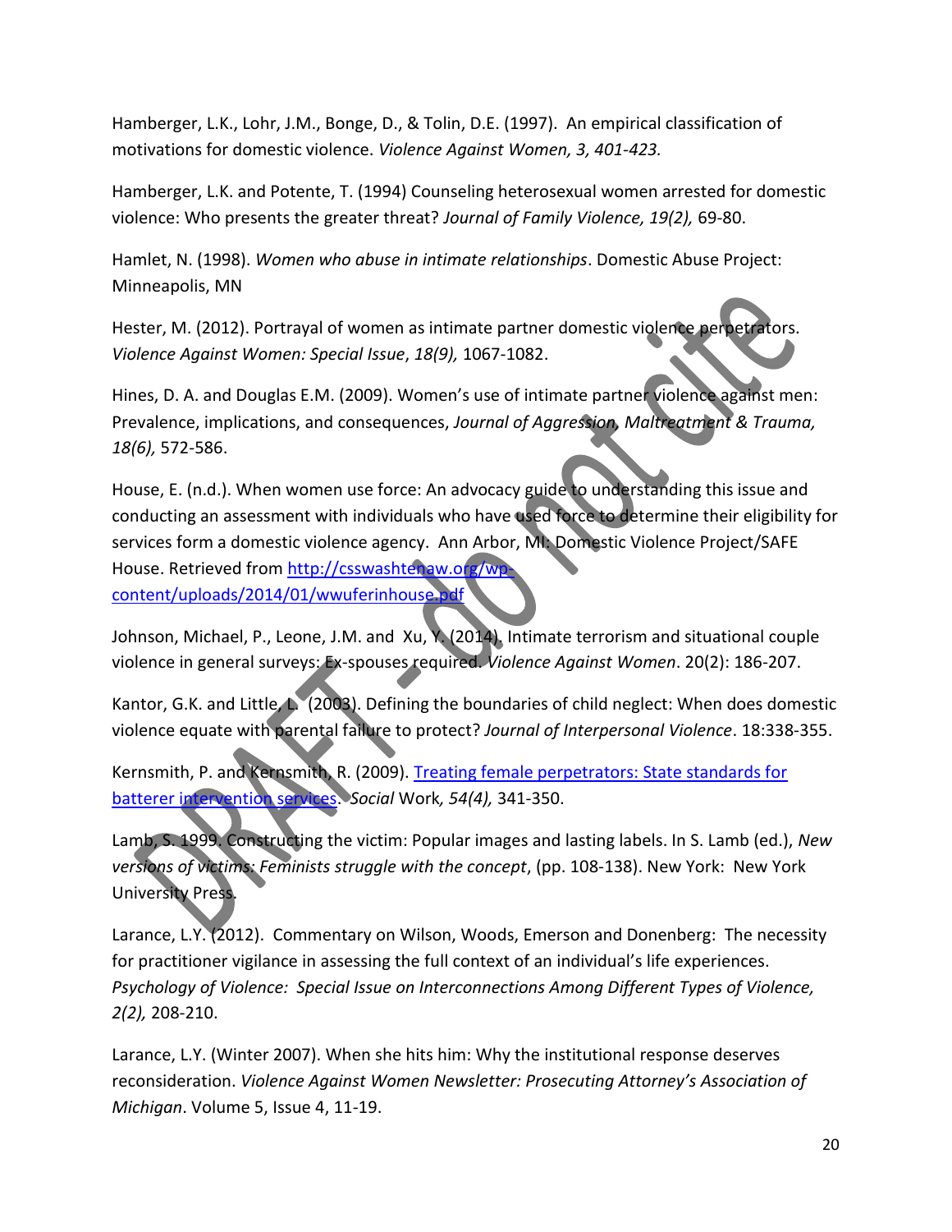Hamberger, L.K., Lohr, J.M., Bonge, D., & Tolin, D.E. (1997). An empirical classification of motivations for domestic violence. *Violence Against Women, 3, 401-423.*

Hamberger, L.K. and Potente, T. (1994) Counseling heterosexual women arrested for domestic violence: Who presents the greater threat? *Journal of Family Violence, 19(2),* 69-80.

Hamlet, N. (1998). *Women who abuse in intimate relationships*. Domestic Abuse Project: Minneapolis, MN

Hester, M. (2012). Portrayal of women as intimate partner domestic violence perpetrators. *Violence Against Women: Special Issue*, *18(9),* 1067-1082.

Hines, D. A. and Douglas E.M. (2009). Women's use of intimate partner violence against men: Prevalence, implications, and consequences, *Journal of Aggression, Maltreatment & Trauma, 18(6),* 572-586.

House, E. (n.d.). When women use force: An advocacy guide to understanding this issue and conducting an assessment with individuals who have used force to determine their eligibility for services form a domestic violence agency. Ann Arbor, MI: Domestic Violence Project/SAFE House. Retrieved from [http://csswashtenaw.org/wp-content/uploads/2014/01/wwuferinhouse.pdf](http://csswashtenaw.org/wp-content/uploads/2014/01/wwuferinhouse.pdf)

Johnson, Michael, P., Leone, J.M. and Xu, Y. (2014). Intimate terrorism and situational couple violence in general surveys: Ex-spouses required. *Violence Against Women*. 20(2): 186-207.

Kantor, G.K. and Little, L. (2003). Defining the boundaries of child neglect: When does domestic violence equate with parental failure to protect? *Journal of Interpersonal Violence*. 18:338-355.

Kernsmith, P. and Kernsmith, R. (2009). Treating female perpetrators: State standards for batterer intervention services. *Social* Work*, 54(4),* 341-350.

Lamb, S. 1999. Constructing the victim: Popular images and lasting labels. In S. Lamb (ed.), *New versions of victims: Feminists struggle with the concept*, (pp. 108-138). New York: New York University Press.

Larance, L.Y. (2012). Commentary on Wilson, Woods, Emerson and Donenberg: The necessity for practitioner vigilance in assessing the full context of an individual's life experiences. *Psychology of Violence: Special Issue on Interconnections Among Different Types of Violence, 2(2),* 208-210.

Larance, L.Y. (Winter 2007). When she hits him: Why the institutional response deserves reconsideration. *Violence Against Women Newsletter: Prosecuting Attorney's Association of Michigan*. Volume 5, Issue 4, 11-19.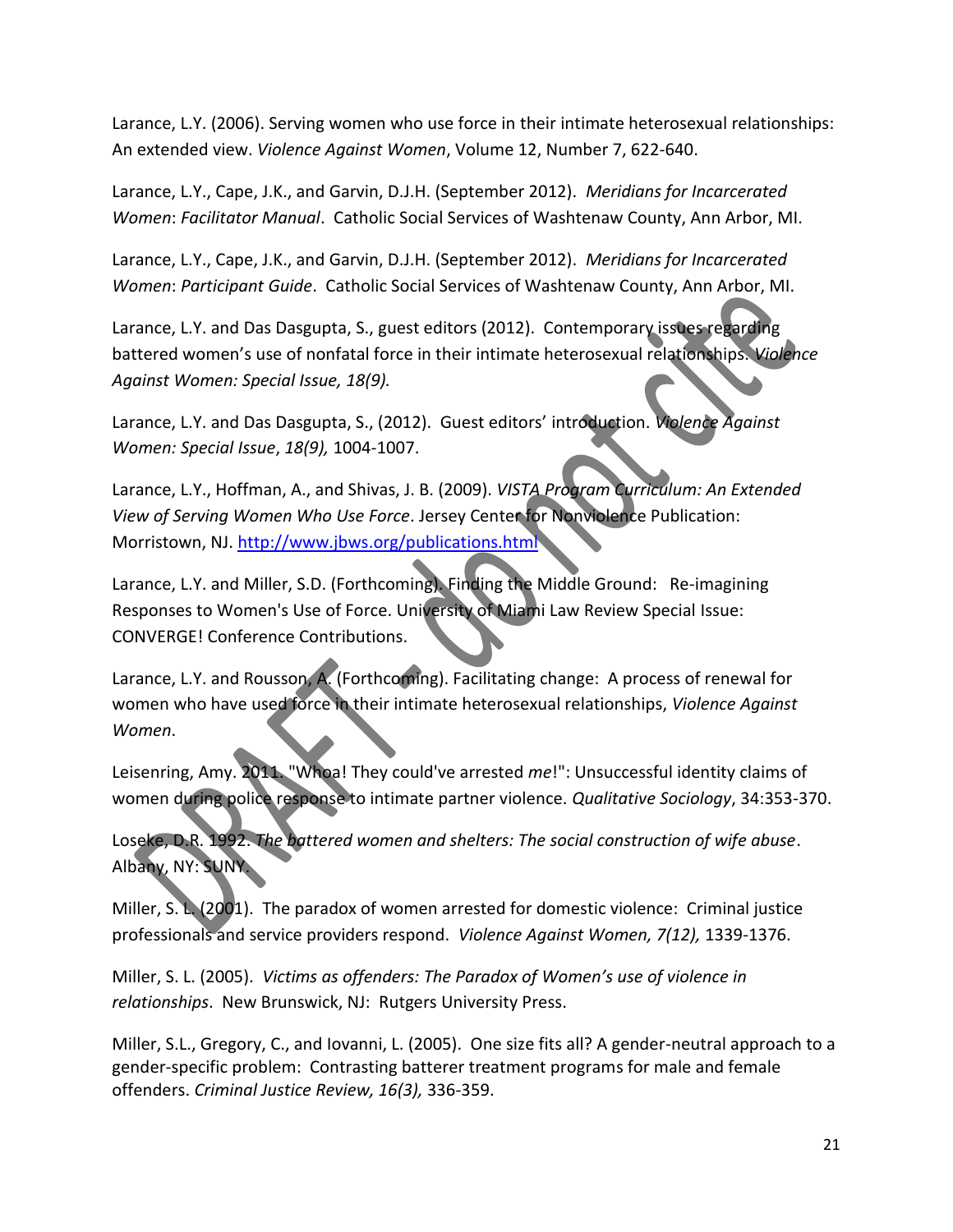Larance, L.Y. (2006). Serving women who use force in their intimate heterosexual relationships: An extended view. *Violence Against Women*, Volume 12, Number 7, 622-640.

Larance, L.Y., Cape, J.K., and Garvin, D.J.H. (September 2012). *Meridians for Incarcerated Women*: *Facilitator Manual*. Catholic Social Services of Washtenaw County, Ann Arbor, MI.

Larance, L.Y., Cape, J.K., and Garvin, D.J.H. (September 2012). *Meridians for Incarcerated Women*: *Participant Guide*. Catholic Social Services of Washtenaw County, Ann Arbor, MI.

Larance, L.Y. and Das Dasgupta, S., guest editors (2012). Contemporary issues regarding battered women's use of nonfatal force in their intimate heterosexual relationships. *Violence Against Women: Special Issue, 18(9).*

Larance, L.Y. and Das Dasgupta, S., (2012). Guest editors' introduction. *Violence Against Women: Special Issue*, *18(9),* 1004-1007.

Larance, L.Y., Hoffman, A., and Shivas, J. B. (2009). *VISTA Program Curriculum: An Extended View of Serving Women Who Use Force*. Jersey Center for Nonviolence Publication: Morristown, NJ. http://www.jbws.org/publications.html

Larance, L.Y. and Miller, S.D. (Forthcoming). Finding the Middle Ground: Re-imagining Responses to Women's Use of Force. University of Miami Law Review Special Issue: CONVERGE! Conference Contributions.

Larance, L.Y. and Rousson, A. (Forthcoming). Facilitating change: A process of renewal for women who have used force in their intimate heterosexual relationships, *Violence Against Women*.

Leisenring, Amy. 2011. "Whoa! They could've arrested *me*!": Unsuccessful identity claims of women during police response to intimate partner violence. *Qualitative Sociology*, 34:353-370.

Loseke, D.R. 1992. *The battered women and shelters: The social construction of wife abuse*. Albany, NY: SUNY.

Miller, S. L. (2001). The paradox of women arrested for domestic violence: Criminal justice professionals and service providers respond. *Violence Against Women, 7(12),* 1339-1376.

Miller, S. L. (2005). *Victims as offenders: The Paradox of Women's use of violence in relationships*. New Brunswick, NJ: Rutgers University Press.

Miller, S.L., Gregory, C., and Iovanni, L. (2005). One size fits all? A gender-neutral approach to a gender-specific problem: Contrasting batterer treatment programs for male and female offenders. *Criminal Justice Review, 16(3),* 336-359.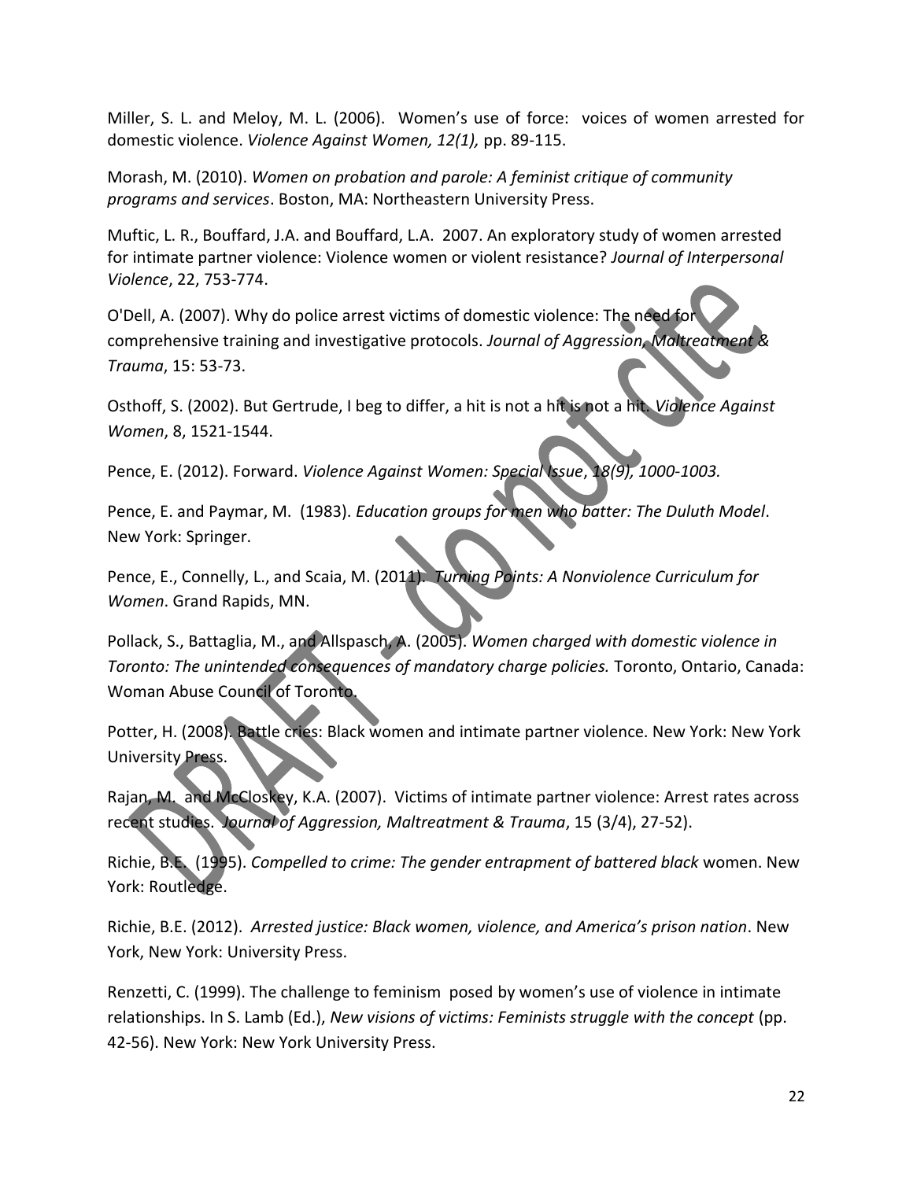Miller, S. L. and Meloy, M. L. (2006). Women's use of force: voices of women arrested for domestic violence. *Violence Against Women, 12(1),* pp. 89-115.

Morash, M. (2010). *Women on probation and parole: A feminist critique of community programs and services*. Boston, MA: Northeastern University Press.

Muftic, L. R., Bouffard, J.A. and Bouffard, L.A. 2007. An exploratory study of women arrested for intimate partner violence: Violence women or violent resistance? *Journal of Interpersonal Violence*, 22, 753-774.

O'Dell, A. (2007). Why do police arrest victims of domestic violence: The need for comprehensive training and investigative protocols. *Journal of Aggression, Maltreatment & Trauma*, 15: 53-73.

Osthoff, S. (2002). But Gertrude, I beg to differ, a hit is not a hit is not a hit. *Violence Against Women*, 8, 1521-1544.

Pence, E. (2012). Forward. *Violence Against Women: Special Issue*, *18(9), 1000-1003.*

Pence, E. and Paymar, M. (1983). *Education groups for men who batter: The Duluth Model*. New York: Springer.

Pence, E., Connelly, L., and Scaia, M. (2011). *Turning Points: A Nonviolence Curriculum for Women*. Grand Rapids, MN.

Pollack, S., Battaglia, M., and Allspasch, A. (2005). *Women charged with domestic violence in Toronto: The unintended consequences of mandatory charge policies.* Toronto, Ontario, Canada: Woman Abuse Council of Toronto.

Potter, H. (2008). Battle cries: Black women and intimate partner violence. New York: New York University Press.

Rajan, M. and McCloskey, K.A. (2007). Victims of intimate partner violence: Arrest rates across recent studies. *Journal of Aggression, Maltreatment & Trauma*, 15 (3/4), 27-52).

Richie, B.E. (1995). *Compelled to crime: The gender entrapment of battered black* women. New York: Routledge.

Richie, B.E. (2012). *Arrested justice: Black women, violence, and America's prison nation*. New York, New York: University Press.

Renzetti, C. (1999). The challenge to feminism posed by women's use of violence in intimate relationships. In S. Lamb (Ed.), *New visions of victims: Feminists struggle with the concept* (pp. 42-56). New York: New York University Press.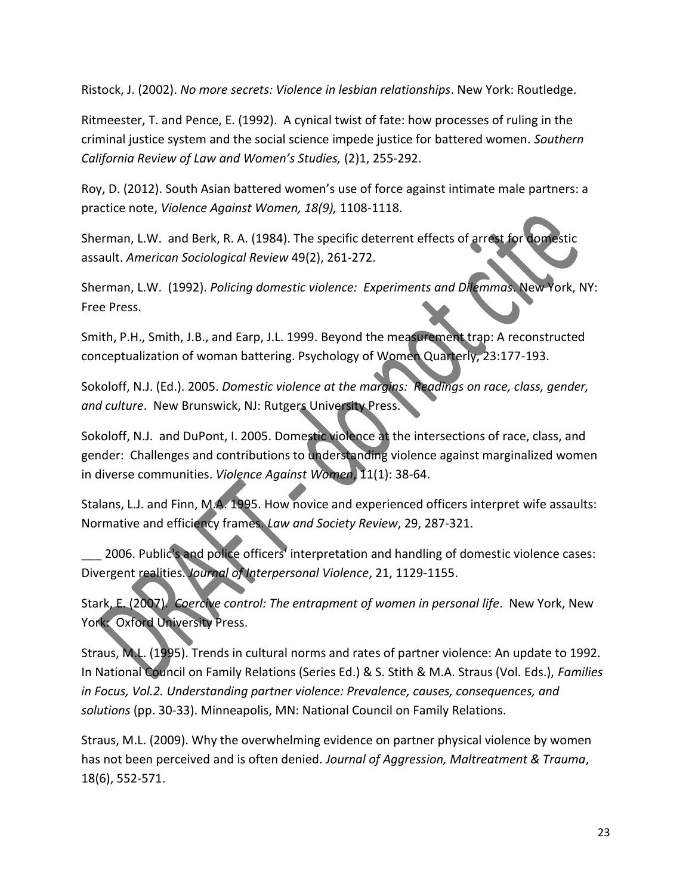Ristock, J. (2002). *No more secrets: Violence in lesbian relationships*. New York: Routledge.

Ritmeester, T. and Pence, E. (1992). A cynical twist of fate: how processes of ruling in the criminal justice system and the social science impede justice for battered women. *Southern California Review of Law and Women's Studies,* (2)1, 255-292.

Roy, D. (2012). South Asian battered women's use of force against intimate male partners: a practice note, *Violence Against Women, 18(9),* 1108-1118.

Sherman, L.W. and Berk, R. A. (1984). The specific deterrent effects of arrest for domestic assault. *American Sociological Review* 49(2), 261-272.

Sherman, L.W. (1992). *Policing domestic violence: Experiments and Dilemmas*. New York, NY: Free Press.

Smith, P.H., Smith, J.B., and Earp, J.L. 1999. Beyond the measurement trap: A reconstructed conceptualization of woman battering. Psychology of Women Quarterly, 23:177-193.

Sokoloff, N.J. (Ed.). 2005. *Domestic violence at the margins: Readings on race, class, gender, and culture*. New Brunswick, NJ: Rutgers University Press.

Sokoloff, N.J. and DuPont, I. 2005. Domestic violence at the intersections of race, class, and gender: Challenges and contributions to understanding violence against marginalized women in diverse communities. *Violence Against Women*, 11(1): 38-64.

Stalans, L.J. and Finn, M.A. 1995. How novice and experienced officers interpret wife assaults: Normative and efficiency frames. *Law and Society Review*, 29, 287-321.

___ 2006. Public's and police officers' interpretation and handling of domestic violence cases: Divergent realities. *Journal of Interpersonal Violence*, 21, 1129-1155.

Stark, E. (2007). *Coercive control: The entrapment of women in personal life*. New York, New York: Oxford University Press.

Straus, M.L. (1995). Trends in cultural norms and rates of partner violence: An update to 1992. In National Council on Family Relations (Series Ed.) & S. Stith & M.A. Straus (Vol. Eds.), *Families in Focus, Vol.2. Understanding partner violence: Prevalence, causes, consequences, and solutions* (pp. 30-33). Minneapolis, MN: National Council on Family Relations.

Straus, M.L. (2009). Why the overwhelming evidence on partner physical violence by women has not been perceived and is often denied. *Journal of Aggression, Maltreatment & Trauma*, 18(6), 552-571.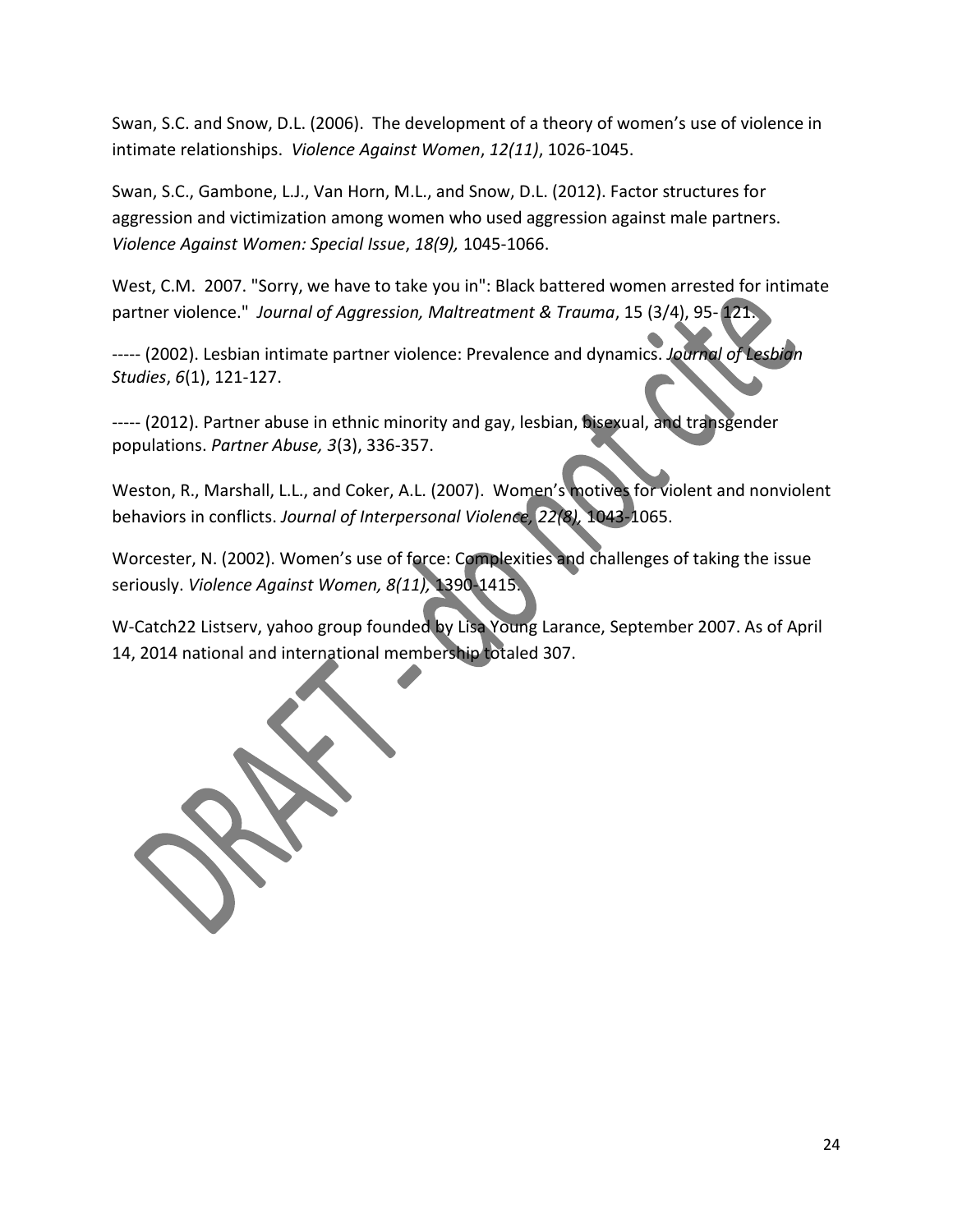Swan, S.C. and Snow, D.L. (2006). The development of a theory of women's use of violence in intimate relationships. *Violence Against Women*, *12(11)*, 1026-1045.

Swan, S.C., Gambone, L.J., Van Horn, M.L., and Snow, D.L. (2012). Factor structures for aggression and victimization among women who used aggression against male partners. *Violence Against Women: Special Issue*, *18(9),* 1045-1066.

West, C.M. 2007. "Sorry, we have to take you in": Black battered women arrested for intimate partner violence." *Journal of Aggression, Maltreatment & Trauma*, 15 (3/4), 95- 121.

----- (2002). Lesbian intimate partner violence: Prevalence and dynamics. *Journal of Lesbian Studies*, *6*(1), 121-127.

----- (2012). Partner abuse in ethnic minority and gay, lesbian, bisexual, and transgender populations. *Partner Abuse, 3*(3), 336-357.

Weston, R., Marshall, L.L., and Coker, A.L. (2007). Women's motives for violent and nonviolent behaviors in conflicts. *Journal of Interpersonal Violence, 22(8),* 1043-1065.

Worcester, N. (2002). Women's use of force: Complexities and challenges of taking the issue seriously. *Violence Against Women, 8(11),* 1390-1415.

W-Catch22 Listserv, yahoo group founded by Lisa Young Larance, September 2007. As of April 14, 2014 national and international membership totaled 307.